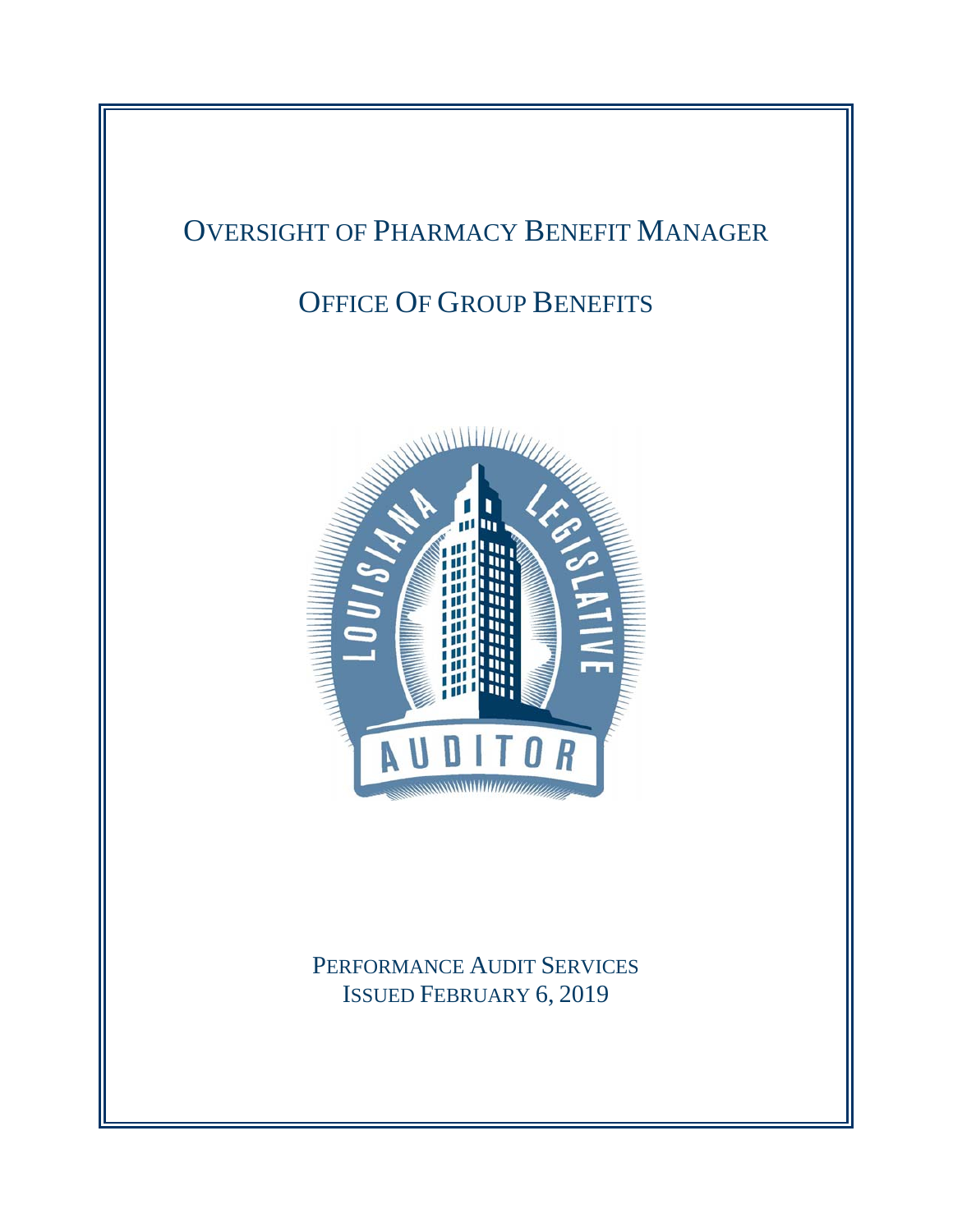# Oversight of Pharmacy Benefit Manager

## Office Of Group Benefits

Performance Audit Services
Issued February 6, 2019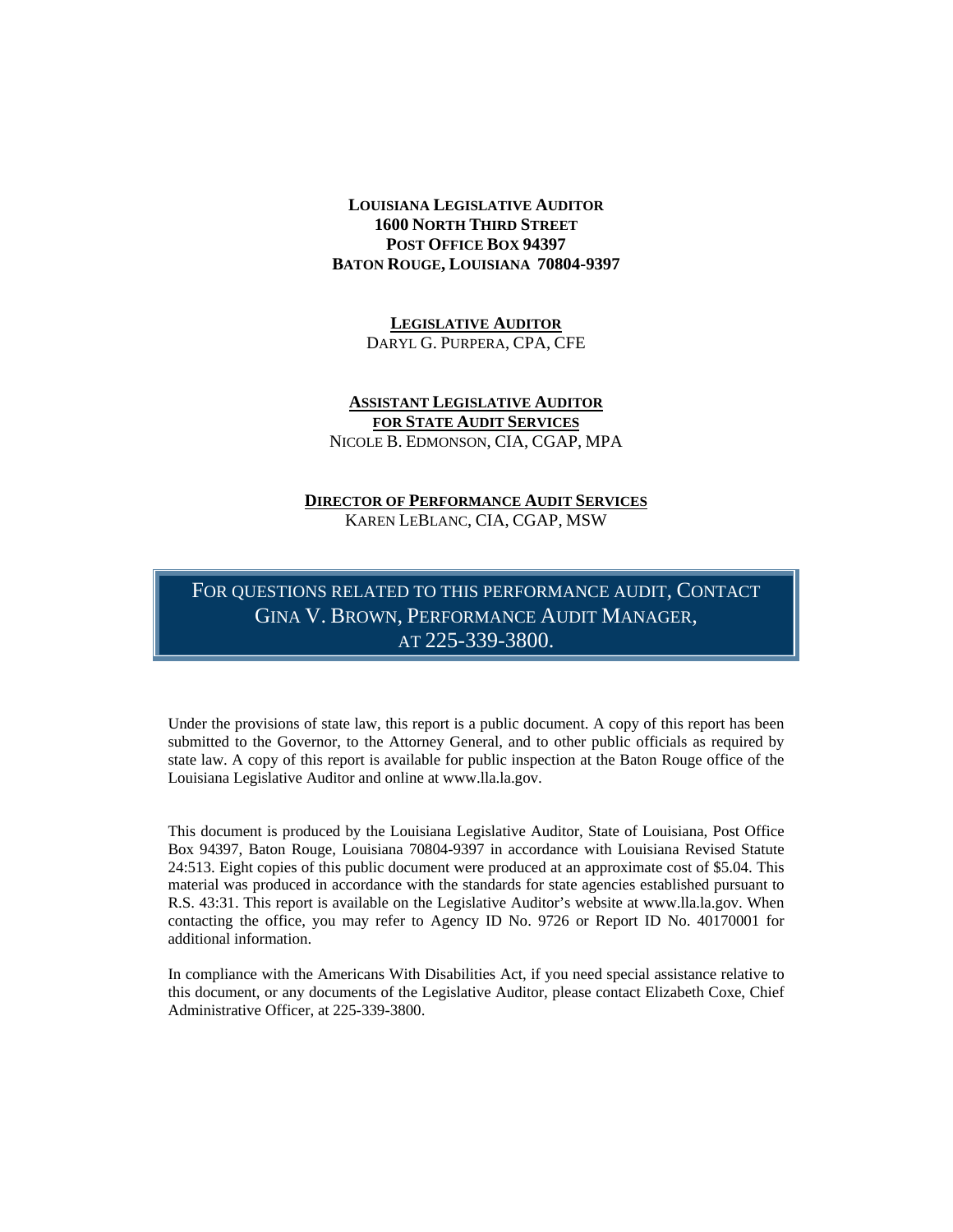**LOUISIANA LEGISLATIVE AUDITOR**
**1600 NORTH THIRD STREET**
**POST OFFICE BOX 94397**
**BATON ROUGE, LOUISIANA 70804-9397**

**LEGISLATIVE AUDITOR**
DARYL G. PURPERA, CPA, CFE

**ASSISTANT LEGISLATIVE AUDITOR**
**FOR STATE AUDIT SERVICES**
NICOLE B. EDMONSON, CIA, CGAP, MPA

**DIRECTOR OF PERFORMANCE AUDIT SERVICES**
KAREN LEBLANC, CIA, CGAP, MSW

FOR QUESTIONS RELATED TO THIS PERFORMANCE AUDIT, CONTACT GINA V. BROWN, PERFORMANCE AUDIT MANAGER, AT 225-339-3800.

Under the provisions of state law, this report is a public document. A copy of this report has been submitted to the Governor, to the Attorney General, and to other public officials as required by state law. A copy of this report is available for public inspection at the Baton Rouge office of the Louisiana Legislative Auditor and online at www.lla.la.gov.

This document is produced by the Louisiana Legislative Auditor, State of Louisiana, Post Office Box 94397, Baton Rouge, Louisiana 70804-9397 in accordance with Louisiana Revised Statute 24:513. Eight copies of this public document were produced at an approximate cost of $5.04. This material was produced in accordance with the standards for state agencies established pursuant to R.S. 43:31. This report is available on the Legislative Auditor's website at www.lla.la.gov. When contacting the office, you may refer to Agency ID No. 9726 or Report ID No. 40170001 for additional information.

In compliance with the Americans With Disabilities Act, if you need special assistance relative to this document, or any documents of the Legislative Auditor, please contact Elizabeth Coxe, Chief Administrative Officer, at 225-339-3800.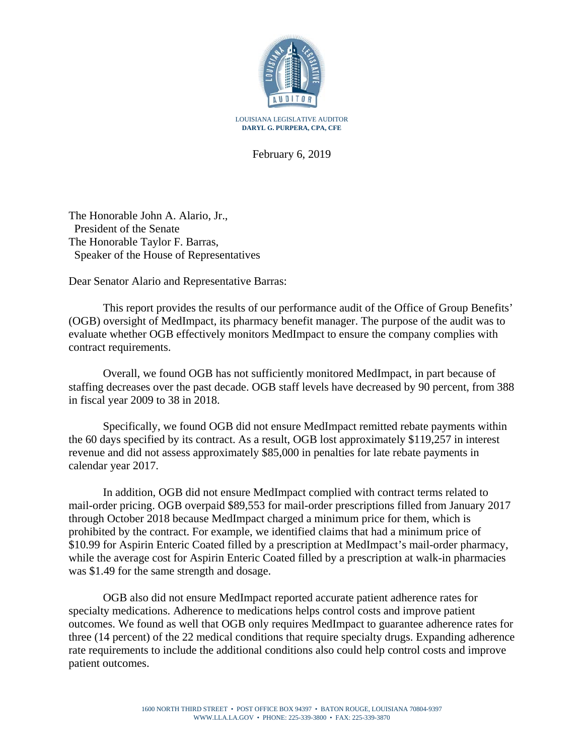LOUISIANA LEGISLATIVE AUDITOR
**DARYL G. PURPERA, CPA, CFE**

February 6, 2019

The Honorable John A. Alario, Jr.,
President of the Senate
The Honorable Taylor F. Barras,
Speaker of the House of Representatives

Dear Senator Alario and Representative Barras:

This report provides the results of our performance audit of the Office of Group Benefits' (OGB) oversight of MedImpact, its pharmacy benefit manager. The purpose of the audit was to evaluate whether OGB effectively monitors MedImpact to ensure the company complies with contract requirements.

Overall, we found OGB has not sufficiently monitored MedImpact, in part because of staffing decreases over the past decade. OGB staff levels have decreased by 90 percent, from 388 in fiscal year 2009 to 38 in 2018.

Specifically, we found OGB did not ensure MedImpact remitted rebate payments within the 60 days specified by its contract. As a result, OGB lost approximately $119,257 in interest revenue and did not assess approximately $85,000 in penalties for late rebate payments in calendar year 2017.

In addition, OGB did not ensure MedImpact complied with contract terms related to mail-order pricing. OGB overpaid $89,553 for mail-order prescriptions filled from January 2017 through October 2018 because MedImpact charged a minimum price for them, which is prohibited by the contract. For example, we identified claims that had a minimum price of $10.99 for Aspirin Enteric Coated filled by a prescription at MedImpact's mail-order pharmacy, while the average cost for Aspirin Enteric Coated filled by a prescription at walk-in pharmacies was $1.49 for the same strength and dosage.

OGB also did not ensure MedImpact reported accurate patient adherence rates for specialty medications. Adherence to medications helps control costs and improve patient outcomes. We found as well that OGB only requires MedImpact to guarantee adherence rates for three (14 percent) of the 22 medical conditions that require specialty drugs. Expanding adherence rate requirements to include the additional conditions also could help control costs and improve patient outcomes.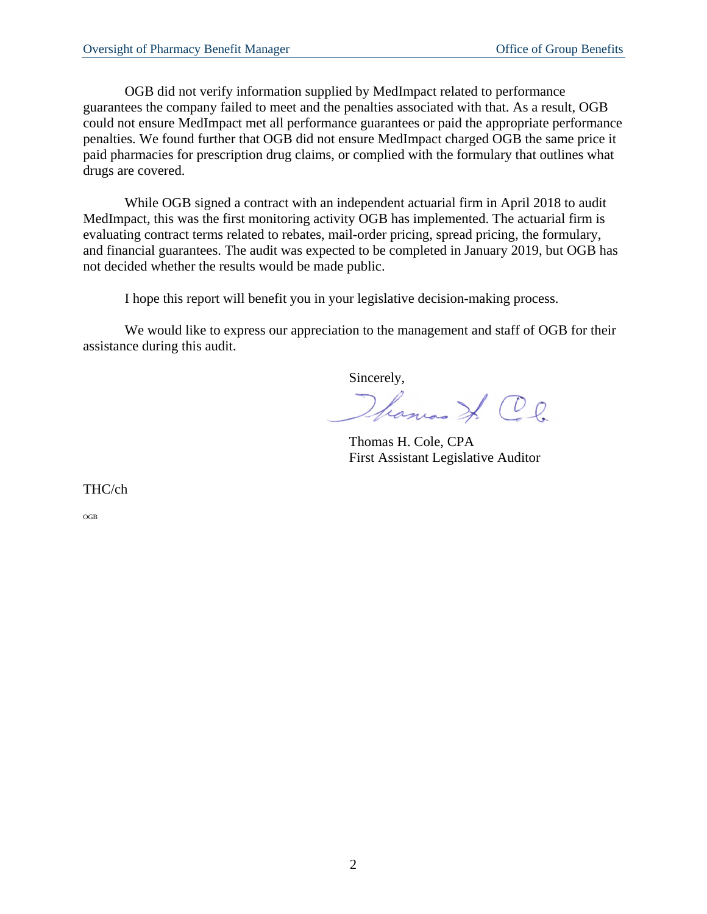OGB did not verify information supplied by MedImpact related to performance guarantees the company failed to meet and the penalties associated with that. As a result, OGB could not ensure MedImpact met all performance guarantees or paid the appropriate performance penalties. We found further that OGB did not ensure MedImpact charged OGB the same price it paid pharmacies for prescription drug claims, or complied with the formulary that outlines what drugs are covered.

While OGB signed a contract with an independent actuarial firm in April 2018 to audit MedImpact, this was the first monitoring activity OGB has implemented. The actuarial firm is evaluating contract terms related to rebates, mail-order pricing, spread pricing, the formulary, and financial guarantees. The audit was expected to be completed in January 2019, but OGB has not decided whether the results would be made public.

I hope this report will benefit you in your legislative decision-making process.

We would like to express our appreciation to the management and staff of OGB for their assistance during this audit.

Sincerely,

Thomas H. Cole, CPA
First Assistant Legislative Auditor

THC/ch

OGB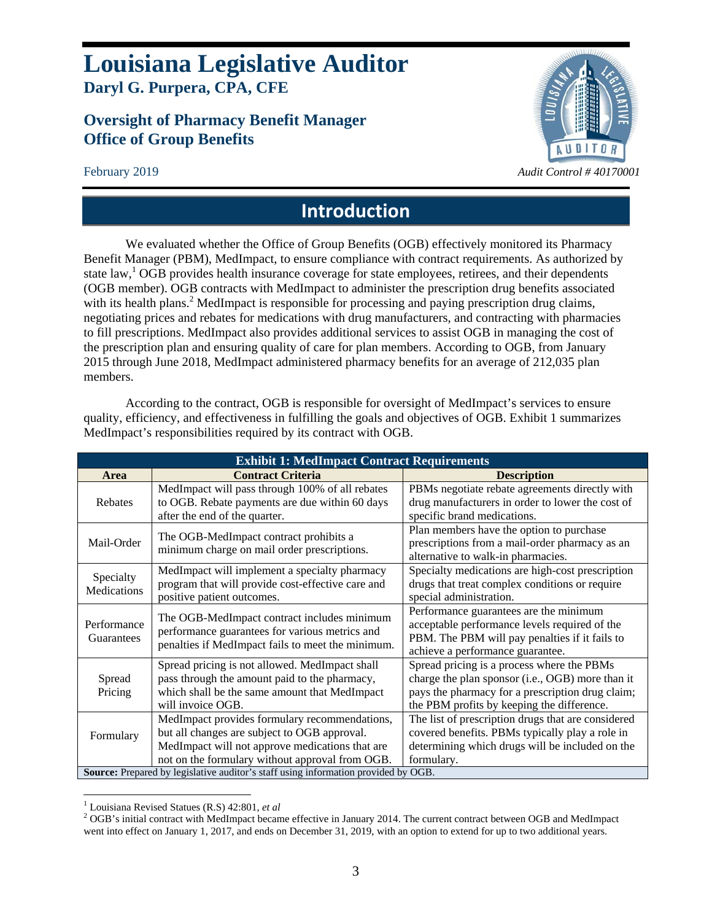# Louisiana Legislative Auditor

**Daryl G. Purpera, CPA, CFE**

## Oversight of Pharmacy Benefit Manager Office of Group Benefits

February 2019

*Audit Control # 40170001*

## Introduction

We evaluated whether the Office of Group Benefits (OGB) effectively monitored its Pharmacy Benefit Manager (PBM), MedImpact, to ensure compliance with contract requirements. As authorized by state law,[1] OGB provides health insurance coverage for state employees, retirees, and their dependents (OGB member). OGB contracts with MedImpact to administer the prescription drug benefits associated with its health plans.[2] MedImpact is responsible for processing and paying prescription drug claims, negotiating prices and rebates for medications with drug manufacturers, and contracting with pharmacies to fill prescriptions. MedImpact also provides additional services to assist OGB in managing the cost of the prescription plan and ensuring quality of care for plan members. According to OGB, from January 2015 through June 2018, MedImpact administered pharmacy benefits for an average of 212,035 plan members.

According to the contract, OGB is responsible for oversight of MedImpact's services to ensure quality, efficiency, and effectiveness in fulfilling the goals and objectives of OGB. Exhibit 1 summarizes MedImpact's responsibilities required by its contract with OGB.

| Exhibit 1: MedImpact Contract Requirements | | |
|---|---|---|
| **Area** | **Contract Criteria** | **Description** |
| Rebates | MedImpact will pass through 100% of all rebates to OGB. Rebate payments are due within 60 days after the end of the quarter. | PBMs negotiate rebate agreements directly with drug manufacturers in order to lower the cost of specific brand medications. |
| Mail-Order | The OGB-MedImpact contract prohibits a minimum charge on mail order prescriptions. | Plan members have the option to purchase prescriptions from a mail-order pharmacy as an alternative to walk-in pharmacies. |
| Specialty Medications | MedImpact will implement a specialty pharmacy program that will provide cost-effective care and positive patient outcomes. | Specialty medications are high-cost prescription drugs that treat complex conditions or require special administration. |
| Performance Guarantees | The OGB-MedImpact contract includes minimum performance guarantees for various metrics and penalties if MedImpact fails to meet the minimum. | Performance guarantees are the minimum acceptable performance levels required of the PBM. The PBM will pay penalties if it fails to achieve a performance guarantee. |
| Spread Pricing | Spread pricing is not allowed. MedImpact shall pass through the amount paid to the pharmacy, which shall be the same amount that MedImpact will invoice OGB. | Spread pricing is a process where the PBMs charge the plan sponsor (i.e., OGB) more than it pays the pharmacy for a prescription drug claim; the PBM profits by keeping the difference. |
| Formulary | MedImpact provides formulary recommendations, but all changes are subject to OGB approval. MedImpact will not approve medications that are not on the formulary without approval from OGB. | The list of prescription drugs that are considered covered benefits. PBMs typically play a role in determining which drugs will be included on the formulary. |

**Source:** Prepared by legislative auditor's staff using information provided by OGB.

[1] Louisiana Revised Statues (R.S) 42:801, *et al*

[2] OGB's initial contract with MedImpact became effective in January 2014. The current contract between OGB and MedImpact went into effect on January 1, 2017, and ends on December 31, 2019, with an option to extend for up to two additional years.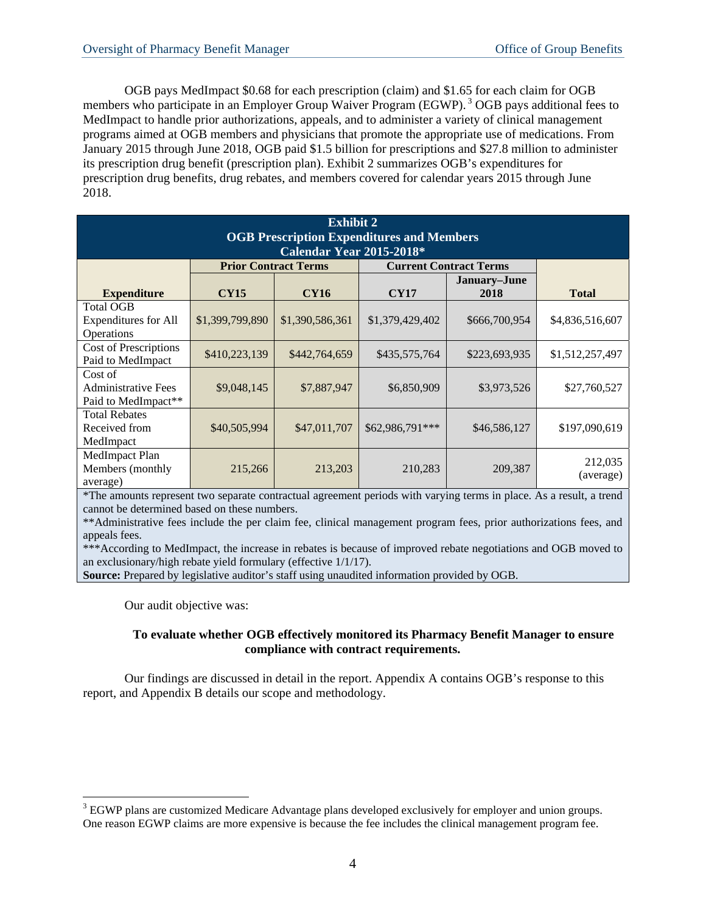OGB pays MedImpact $0.68 for each prescription (claim) and $1.65 for each claim for OGB members who participate in an Employer Group Waiver Program (EGWP).[3] OGB pays additional fees to MedImpact to handle prior authorizations, appeals, and to administer a variety of clinical management programs aimed at OGB members and physicians that promote the appropriate use of medications. From January 2015 through June 2018, OGB paid $1.5 billion for prescriptions and $27.8 million to administer its prescription drug benefit (prescription plan). Exhibit 2 summarizes OGB's expenditures for prescription drug benefits, drug rebates, and members covered for calendar years 2015 through June 2018.

**Exhibit 2**
**OGB Prescription Expenditures and Members**
**Calendar Year 2015-2018***

| | Prior Contract Terms | | Current Contract Terms | | |
|---|---|---|---|---|---|
| **Expenditure** | **CY15** | **CY16** | **CY17** | **January–June 2018** | **Total** |
| Total OGB Expenditures for All Operations | $1,399,799,890 | $1,390,586,361 | $1,379,429,402 | $666,700,954 | $4,836,516,607 |
| Cost of Prescriptions Paid to MedImpact | $410,223,139 | $442,764,659 | $435,575,764 | $223,693,935 | $1,512,257,497 |
| Cost of Administrative Fees Paid to MedImpact** | $9,048,145 | $7,887,947 | $6,850,909 | $3,973,526 | $27,760,527 |
| Total Rebates Received from MedImpact | $40,505,994 | $47,011,707 | $62,986,791*** | $46,586,127 | $197,090,619 |
| MedImpact Plan Members (monthly average) | 215,266 | 213,203 | 210,283 | 209,387 | 212,035 (average) |

*The amounts represent two separate contractual agreement periods with varying terms in place. As a result, a trend cannot be determined based on these numbers.
**Administrative fees include the per claim fee, clinical management program fees, prior authorizations fees, and appeals fees.
***According to MedImpact, the increase in rebates is because of improved rebate negotiations and OGB moved to an exclusionary/high rebate yield formulary (effective 1/1/17).
**Source:** Prepared by legislative auditor's staff using unaudited information provided by OGB.

Our audit objective was:

**To evaluate whether OGB effectively monitored its Pharmacy Benefit Manager to ensure compliance with contract requirements.**

Our findings are discussed in detail in the report. Appendix A contains OGB's response to this report, and Appendix B details our scope and methodology.

[3] EGWP plans are customized Medicare Advantage plans developed exclusively for employer and union groups. One reason EGWP claims are more expensive is because the fee includes the clinical management program fee.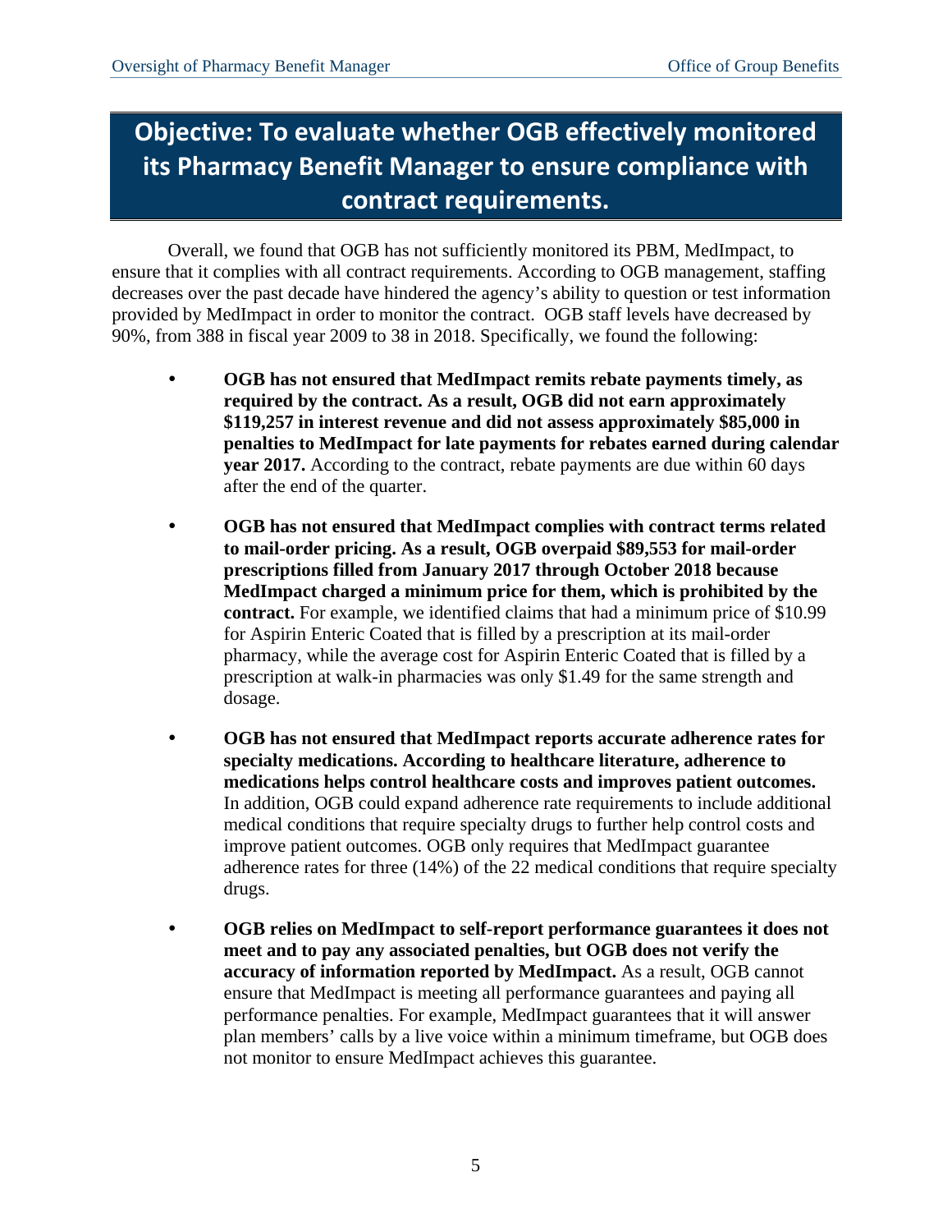## Objective: To evaluate whether OGB effectively monitored its Pharmacy Benefit Manager to ensure compliance with contract requirements.

Overall, we found that OGB has not sufficiently monitored its PBM, MedImpact, to ensure that it complies with all contract requirements. According to OGB management, staffing decreases over the past decade have hindered the agency's ability to question or test information provided by MedImpact in order to monitor the contract. OGB staff levels have decreased by 90%, from 388 in fiscal year 2009 to 38 in 2018. Specifically, we found the following:

- **OGB has not ensured that MedImpact remits rebate payments timely, as required by the contract. As a result, OGB did not earn approximately $119,257 in interest revenue and did not assess approximately $85,000 in penalties to MedImpact for late payments for rebates earned during calendar year 2017.** According to the contract, rebate payments are due within 60 days after the end of the quarter.

- **OGB has not ensured that MedImpact complies with contract terms related to mail-order pricing. As a result, OGB overpaid $89,553 for mail-order prescriptions filled from January 2017 through October 2018 because MedImpact charged a minimum price for them, which is prohibited by the contract.** For example, we identified claims that had a minimum price of $10.99 for Aspirin Enteric Coated that is filled by a prescription at its mail-order pharmacy, while the average cost for Aspirin Enteric Coated that is filled by a prescription at walk-in pharmacies was only $1.49 for the same strength and dosage.

- **OGB has not ensured that MedImpact reports accurate adherence rates for specialty medications. According to healthcare literature, adherence to medications helps control healthcare costs and improves patient outcomes.** In addition, OGB could expand adherence rate requirements to include additional medical conditions that require specialty drugs to further help control costs and improve patient outcomes. OGB only requires that MedImpact guarantee adherence rates for three (14%) of the 22 medical conditions that require specialty drugs.

- **OGB relies on MedImpact to self-report performance guarantees it does not meet and to pay any associated penalties, but OGB does not verify the accuracy of information reported by MedImpact.** As a result, OGB cannot ensure that MedImpact is meeting all performance guarantees and paying all performance penalties. For example, MedImpact guarantees that it will answer plan members' calls by a live voice within a minimum timeframe, but OGB does not monitor to ensure MedImpact achieves this guarantee.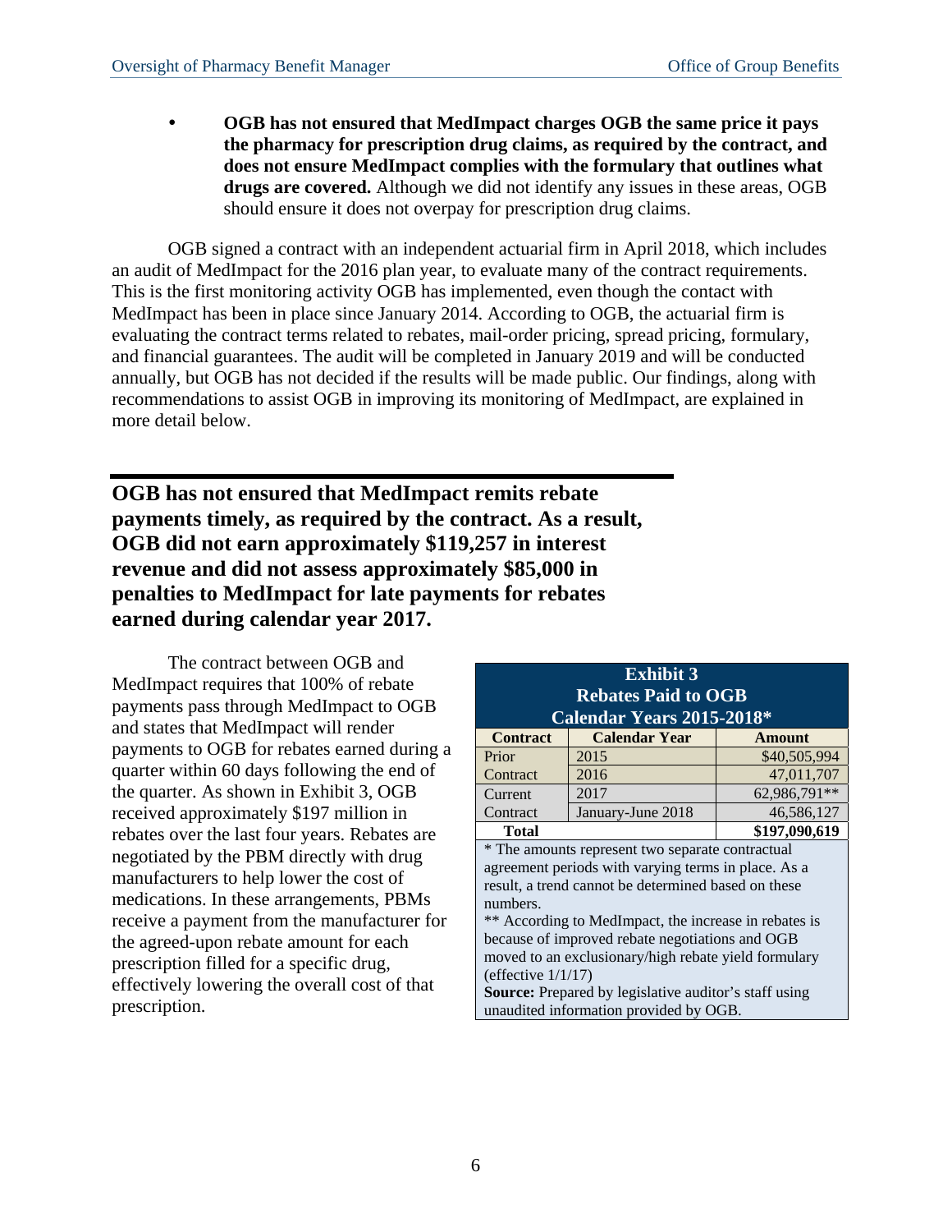- **OGB has not ensured that MedImpact charges OGB the same price it pays the pharmacy for prescription drug claims, as required by the contract, and does not ensure MedImpact complies with the formulary that outlines what drugs are covered.** Although we did not identify any issues in these areas, OGB should ensure it does not overpay for prescription drug claims.

OGB signed a contract with an independent actuarial firm in April 2018, which includes an audit of MedImpact for the 2016 plan year, to evaluate many of the contract requirements. This is the first monitoring activity OGB has implemented, even though the contact with MedImpact has been in place since January 2014. According to OGB, the actuarial firm is evaluating the contract terms related to rebates, mail-order pricing, spread pricing, formulary, and financial guarantees. The audit will be completed in January 2019 and will be conducted annually, but OGB has not decided if the results will be made public. Our findings, along with recommendations to assist OGB in improving its monitoring of MedImpact, are explained in more detail below.

## OGB has not ensured that MedImpact remits rebate payments timely, as required by the contract. As a result, OGB did not earn approximately $119,257 in interest revenue and did not assess approximately $85,000 in penalties to MedImpact for late payments for rebates earned during calendar year 2017.

The contract between OGB and MedImpact requires that 100% of rebate payments pass through MedImpact to OGB and states that MedImpact will render payments to OGB for rebates earned during a quarter within 60 days following the end of the quarter. As shown in Exhibit 3, OGB received approximately $197 million in rebates over the last four years. Rebates are negotiated by the PBM directly with drug manufacturers to help lower the cost of medications. In these arrangements, PBMs receive a payment from the manufacturer for the agreed-upon rebate amount for each prescription filled for a specific drug, effectively lowering the overall cost of that prescription.

**Exhibit 3**
**Rebates Paid to OGB**
**Calendar Years 2015-2018***

| Contract | Calendar Year | Amount |
|---|---|---|
| Prior Contract | 2015 | $40,505,994 |
| | 2016 | 47,011,707 |
| Current Contract | 2017 | 62,986,791** |
| | January-June 2018 | 46,586,127 |
| **Total** | | **$197,090,619** |

\* The amounts represent two separate contractual agreement periods with varying terms in place. As a result, a trend cannot be determined based on these numbers.
\** According to MedImpact, the increase in rebates is because of improved rebate negotiations and OGB moved to an exclusionary/high rebate yield formulary (effective 1/1/17)
**Source:** Prepared by legislative auditor's staff using unaudited information provided by OGB.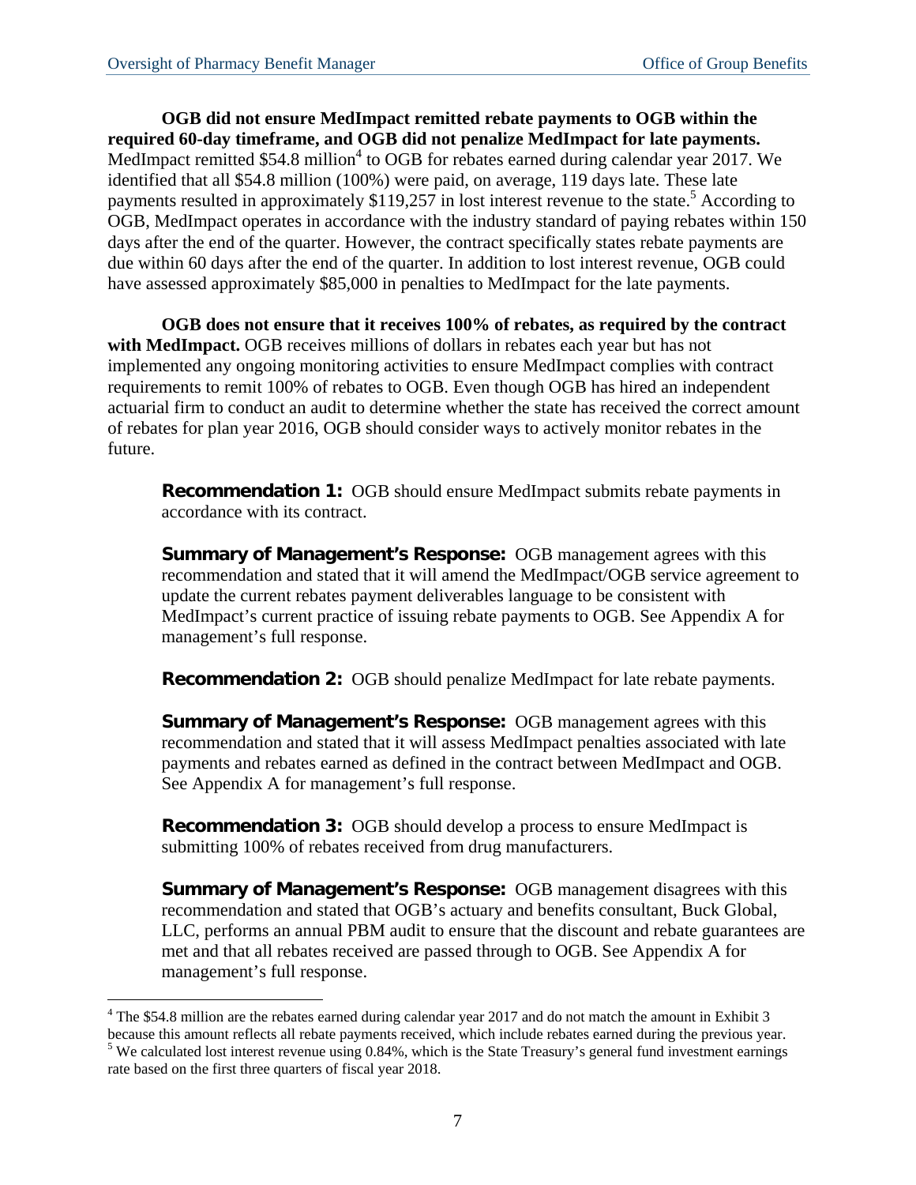**OGB did not ensure MedImpact remitted rebate payments to OGB within the required 60-day timeframe, and OGB did not penalize MedImpact for late payments.** MedImpact remitted $54.8 million[4] to OGB for rebates earned during calendar year 2017. We identified that all $54.8 million (100%) were paid, on average, 119 days late. These late payments resulted in approximately $119,257 in lost interest revenue to the state.[5] According to OGB, MedImpact operates in accordance with the industry standard of paying rebates within 150 days after the end of the quarter. However, the contract specifically states rebate payments are due within 60 days after the end of the quarter. In addition to lost interest revenue, OGB could have assessed approximately $85,000 in penalties to MedImpact for the late payments.

**OGB does not ensure that it receives 100% of rebates, as required by the contract with MedImpact.** OGB receives millions of dollars in rebates each year but has not implemented any ongoing monitoring activities to ensure MedImpact complies with contract requirements to remit 100% of rebates to OGB. Even though OGB has hired an independent actuarial firm to conduct an audit to determine whether the state has received the correct amount of rebates for plan year 2016, OGB should consider ways to actively monitor rebates in the future.

> **Recommendation 1:** OGB should ensure MedImpact submits rebate payments in accordance with its contract.
>
> **Summary of Management's Response:** OGB management agrees with this recommendation and stated that it will amend the MedImpact/OGB service agreement to update the current rebates payment deliverables language to be consistent with MedImpact's current practice of issuing rebate payments to OGB. See Appendix A for management's full response.
>
> **Recommendation 2:** OGB should penalize MedImpact for late rebate payments.
>
> **Summary of Management's Response:** OGB management agrees with this recommendation and stated that it will assess MedImpact penalties associated with late payments and rebates earned as defined in the contract between MedImpact and OGB. See Appendix A for management's full response.
>
> **Recommendation 3:** OGB should develop a process to ensure MedImpact is submitting 100% of rebates received from drug manufacturers.
>
> **Summary of Management's Response:** OGB management disagrees with this recommendation and stated that OGB's actuary and benefits consultant, Buck Global, LLC, performs an annual PBM audit to ensure that the discount and rebate guarantees are met and that all rebates received are passed through to OGB. See Appendix A for management's full response.

---

[4] The $54.8 million are the rebates earned during calendar year 2017 and do not match the amount in Exhibit 3 because this amount reflects all rebate payments received, which include rebates earned during the previous year.

[5] We calculated lost interest revenue using 0.84%, which is the State Treasury's general fund investment earnings rate based on the first three quarters of fiscal year 2018.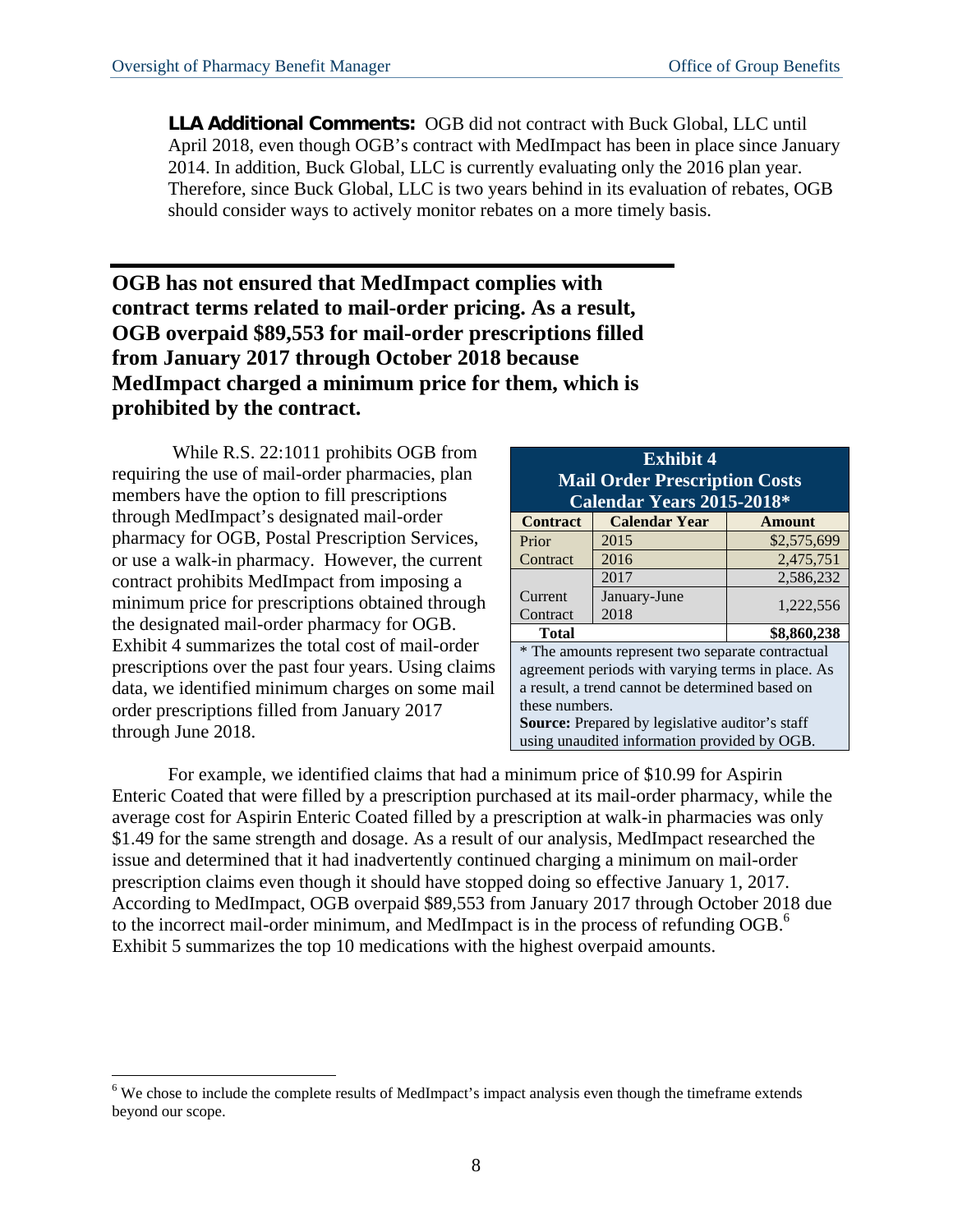**LLA Additional Comments:** OGB did not contract with Buck Global, LLC until April 2018, even though OGB's contract with MedImpact has been in place since January 2014. In addition, Buck Global, LLC is currently evaluating only the 2016 plan year. Therefore, since Buck Global, LLC is two years behind in its evaluation of rebates, OGB should consider ways to actively monitor rebates on a more timely basis.

## OGB has not ensured that MedImpact complies with contract terms related to mail-order pricing. As a result, OGB overpaid $89,553 for mail-order prescriptions filled from January 2017 through October 2018 because MedImpact charged a minimum price for them, which is prohibited by the contract.

While R.S. 22:1011 prohibits OGB from requiring the use of mail-order pharmacies, plan members have the option to fill prescriptions through MedImpact's designated mail-order pharmacy for OGB, Postal Prescription Services, or use a walk-in pharmacy. However, the current contract prohibits MedImpact from imposing a minimum price for prescriptions obtained through the designated mail-order pharmacy for OGB. Exhibit 4 summarizes the total cost of mail-order prescriptions over the past four years. Using claims data, we identified minimum charges on some mail order prescriptions filled from January 2017 through June 2018.

**Exhibit 4**
**Mail Order Prescription Costs**
**Calendar Years 2015-2018***

| Contract | Calendar Year | Amount |
|---|---|---|
| Prior Contract | 2015 | $2,575,699 |
| | 2016 | 2,475,751 |
| Current Contract | 2017 | 2,586,232 |
| | January-June 2018 | 1,222,556 |
| **Total** | | **$8,860,238** |

* The amounts represent two separate contractual agreement periods with varying terms in place. As a result, a trend cannot be determined based on these numbers.
**Source:** Prepared by legislative auditor's staff using unaudited information provided by OGB.

For example, we identified claims that had a minimum price of $10.99 for Aspirin Enteric Coated that were filled by a prescription purchased at its mail-order pharmacy, while the average cost for Aspirin Enteric Coated filled by a prescription at walk-in pharmacies was only $1.49 for the same strength and dosage. As a result of our analysis, MedImpact researched the issue and determined that it had inadvertently continued charging a minimum on mail-order prescription claims even though it should have stopped doing so effective January 1, 2017. According to MedImpact, OGB overpaid $89,553 from January 2017 through October 2018 due to the incorrect mail-order minimum, and MedImpact is in the process of refunding OGB.[6] Exhibit 5 summarizes the top 10 medications with the highest overpaid amounts.

[6] We chose to include the complete results of MedImpact's impact analysis even though the timeframe extends beyond our scope.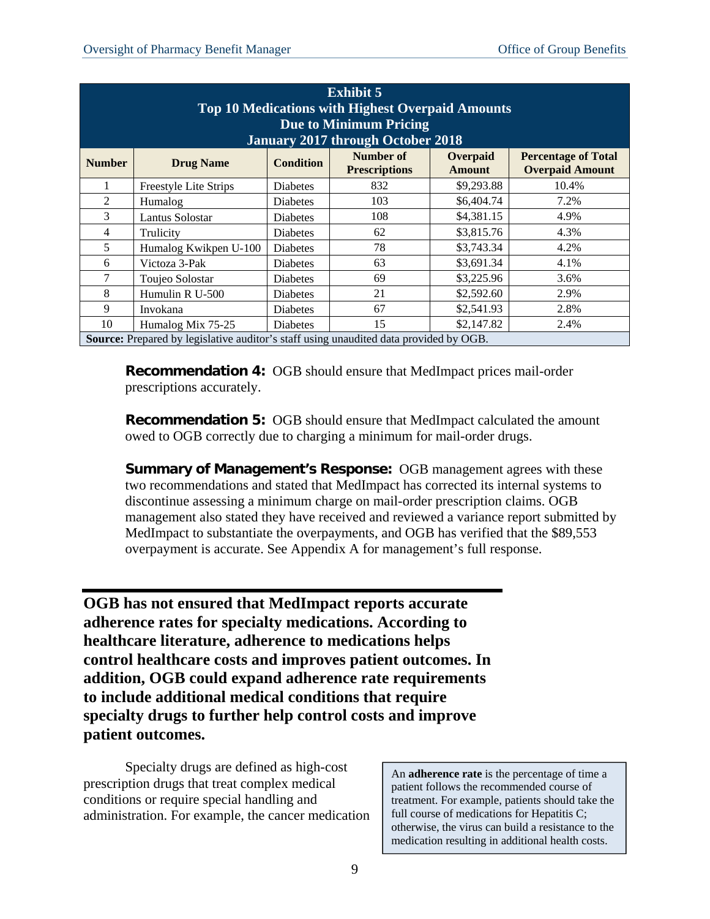**Exhibit 5**
**Top 10 Medications with Highest Overpaid Amounts Due to Minimum Pricing**
**January 2017 through October 2018**

| Number | Drug Name | Condition | Number of Prescriptions | Overpaid Amount | Percentage of Total Overpaid Amount |
|---|---|---|---|---|---|
| 1 | Freestyle Lite Strips | Diabetes | 832 | \$9,293.88 | 10.4% |
| 2 | Humalog | Diabetes | 103 | \$6,404.74 | 7.2% |
| 3 | Lantus Solostar | Diabetes | 108 | \$4,381.15 | 4.9% |
| 4 | Trulicity | Diabetes | 62 | \$3,815.76 | 4.3% |
| 5 | Humalog Kwikpen U-100 | Diabetes | 78 | \$3,743.34 | 4.2% |
| 6 | Victoza 3-Pak | Diabetes | 63 | \$3,691.34 | 4.1% |
| 7 | Toujeo Solostar | Diabetes | 69 | \$3,225.96 | 3.6% |
| 8 | Humulin R U-500 | Diabetes | 21 | \$2,592.60 | 2.9% |
| 9 | Invokana | Diabetes | 67 | \$2,541.93 | 2.8% |
| 10 | Humalog Mix 75-25 | Diabetes | 15 | \$2,147.82 | 2.4% |

**Source:** Prepared by legislative auditor's staff using unaudited data provided by OGB.

**Recommendation 4:** OGB should ensure that MedImpact prices mail-order prescriptions accurately.

**Recommendation 5:** OGB should ensure that MedImpact calculated the amount owed to OGB correctly due to charging a minimum for mail-order drugs.

**Summary of Management's Response:** OGB management agrees with these two recommendations and stated that MedImpact has corrected its internal systems to discontinue assessing a minimum charge on mail-order prescription claims. OGB management also stated they have received and reviewed a variance report submitted by MedImpact to substantiate the overpayments, and OGB has verified that the \$89,553 overpayment is accurate. See Appendix A for management's full response.

## OGB has not ensured that MedImpact reports accurate adherence rates for specialty medications. According to healthcare literature, adherence to medications helps control healthcare costs and improves patient outcomes. In addition, OGB could expand adherence rate requirements to include additional medical conditions that require specialty drugs to further help control costs and improve patient outcomes.

> An **adherence rate** is the percentage of time a patient follows the recommended course of treatment. For example, patients should take the full course of medications for Hepatitis C; otherwise, the virus can build a resistance to the medication resulting in additional health costs.

Specialty drugs are defined as high-cost prescription drugs that treat complex medical conditions or require special handling and administration. For example, the cancer medication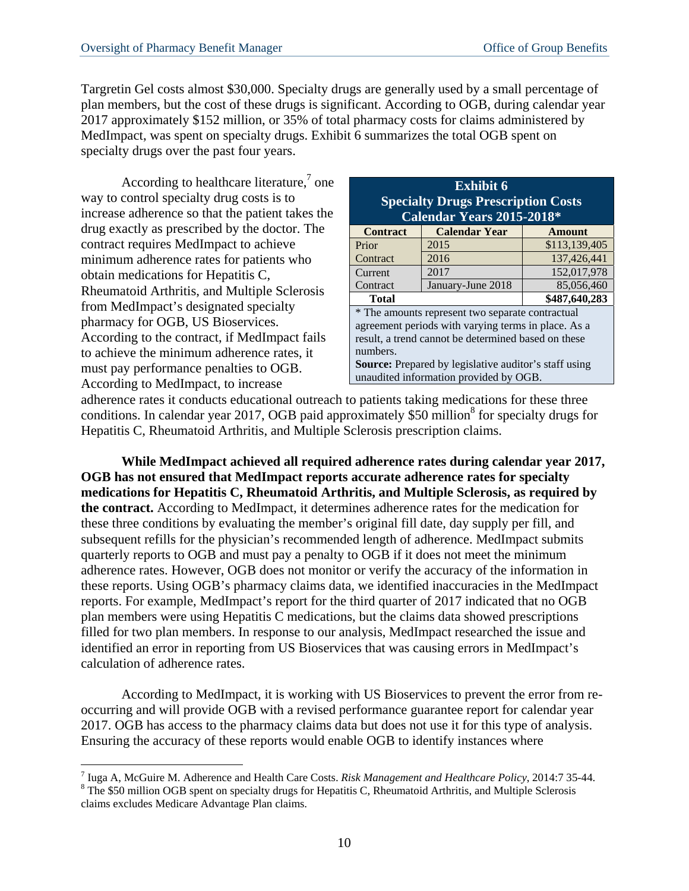Targretin Gel costs almost $30,000. Specialty drugs are generally used by a small percentage of plan members, but the cost of these drugs is significant. According to OGB, during calendar year 2017 approximately $152 million, or 35% of total pharmacy costs for claims administered by MedImpact, was spent on specialty drugs. Exhibit 6 summarizes the total OGB spent on specialty drugs over the past four years.

According to healthcare literature,[7] one way to control specialty drug costs is to increase adherence so that the patient takes the drug exactly as prescribed by the doctor. The contract requires MedImpact to achieve minimum adherence rates for patients who obtain medications for Hepatitis C, Rheumatoid Arthritis, and Multiple Sclerosis from MedImpact's designated specialty pharmacy for OGB, US Bioservices. According to the contract, if MedImpact fails to achieve the minimum adherence rates, it must pay performance penalties to OGB. According to MedImpact, to increase adherence rates it conducts educational outreach to patients taking medications for these three conditions. In calendar year 2017, OGB paid approximately $50 million[8] for specialty drugs for Hepatitis C, Rheumatoid Arthritis, and Multiple Sclerosis prescription claims.

**Exhibit 6**
**Specialty Drugs Prescription Costs**
**Calendar Years 2015-2018***

| Contract | Calendar Year | Amount |
|---|---|---|
| Prior Contract | 2015 | $113,139,405 |
| | 2016 | 137,426,441 |
| Current Contract | 2017 | 152,017,978 |
| | January-June 2018 | 85,056,460 |
| **Total** | | **$487,640,283** |

\* The amounts represent two separate contractual agreement periods with varying terms in place. As a result, a trend cannot be determined based on these numbers.
**Source:** Prepared by legislative auditor's staff using unaudited information provided by OGB.

**While MedImpact achieved all required adherence rates during calendar year 2017, OGB has not ensured that MedImpact reports accurate adherence rates for specialty medications for Hepatitis C, Rheumatoid Arthritis, and Multiple Sclerosis, as required by the contract.** According to MedImpact, it determines adherence rates for the medication for these three conditions by evaluating the member's original fill date, day supply per fill, and subsequent refills for the physician's recommended length of adherence. MedImpact submits quarterly reports to OGB and must pay a penalty to OGB if it does not meet the minimum adherence rates. However, OGB does not monitor or verify the accuracy of the information in these reports. Using OGB's pharmacy claims data, we identified inaccuracies in the MedImpact reports. For example, MedImpact's report for the third quarter of 2017 indicated that no OGB plan members were using Hepatitis C medications, but the claims data showed prescriptions filled for two plan members. In response to our analysis, MedImpact researched the issue and identified an error in reporting from US Bioservices that was causing errors in MedImpact's calculation of adherence rates.

According to MedImpact, it is working with US Bioservices to prevent the error from re-occurring and will provide OGB with a revised performance guarantee report for calendar year 2017. OGB has access to the pharmacy claims data but does not use it for this type of analysis. Ensuring the accuracy of these reports would enable OGB to identify instances where

---

[7] Iuga A, McGuire M. Adherence and Health Care Costs. *Risk Management and Healthcare Policy,* 2014:7 35-44.

[8] The $50 million OGB spent on specialty drugs for Hepatitis C, Rheumatoid Arthritis, and Multiple Sclerosis claims excludes Medicare Advantage Plan claims.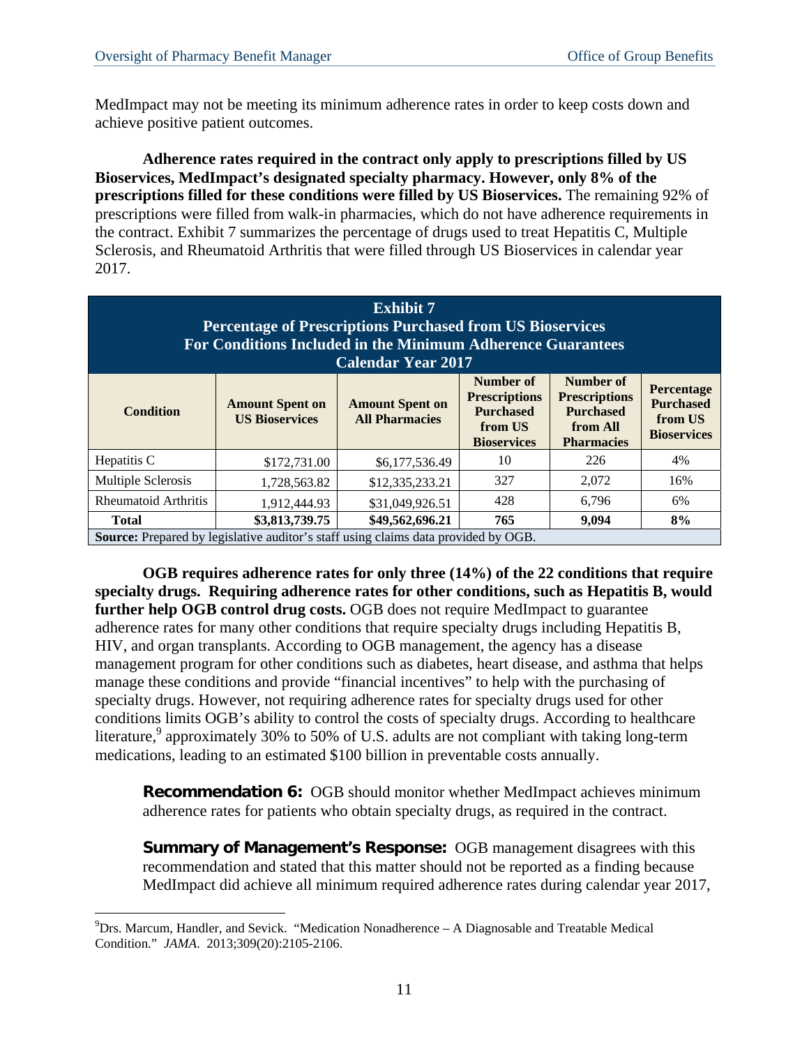MedImpact may not be meeting its minimum adherence rates in order to keep costs down and achieve positive patient outcomes.

**Adherence rates required in the contract only apply to prescriptions filled by US Bioservices, MedImpact's designated specialty pharmacy. However, only 8% of the prescriptions filled for these conditions were filled by US Bioservices.** The remaining 92% of prescriptions were filled from walk-in pharmacies, which do not have adherence requirements in the contract. Exhibit 7 summarizes the percentage of drugs used to treat Hepatitis C, Multiple Sclerosis, and Rheumatoid Arthritis that were filled through US Bioservices in calendar year 2017.

**Exhibit 7**
**Percentage of Prescriptions Purchased from US Bioservices For Conditions Included in the Minimum Adherence Guarantees**
**Calendar Year 2017**

| Condition | Amount Spent on US Bioservices | Amount Spent on All Pharmacies | Number of Prescriptions Purchased from US Bioservices | Number of Prescriptions Purchased from All Pharmacies | Percentage Purchased from US Bioservices |
|---|---|---|---|---|---|
| Hepatitis C | $172,731.00 | $6,177,536.49 | 10 | 226 | 4% |
| Multiple Sclerosis | 1,728,563.82 | $12,335,233.21 | 327 | 2,072 | 16% |
| Rheumatoid Arthritis | 1,912,444.93 | $31,049,926.51 | 428 | 6,796 | 6% |
| **Total** | **$3,813,739.75** | **$49,562,696.21** | **765** | **9,094** | **8%** |

**Source:** Prepared by legislative auditor's staff using claims data provided by OGB.

**OGB requires adherence rates for only three (14%) of the 22 conditions that require specialty drugs. Requiring adherence rates for other conditions, such as Hepatitis B, would further help OGB control drug costs.** OGB does not require MedImpact to guarantee adherence rates for many other conditions that require specialty drugs including Hepatitis B, HIV, and organ transplants. According to OGB management, the agency has a disease management program for other conditions such as diabetes, heart disease, and asthma that helps manage these conditions and provide "financial incentives" to help with the purchasing of specialty drugs. However, not requiring adherence rates for specialty drugs used for other conditions limits OGB's ability to control the costs of specialty drugs. According to healthcare literature,[9] approximately 30% to 50% of U.S. adults are not compliant with taking long-term medications, leading to an estimated $100 billion in preventable costs annually.

**Recommendation 6:** OGB should monitor whether MedImpact achieves minimum adherence rates for patients who obtain specialty drugs, as required in the contract.

**Summary of Management's Response:** OGB management disagrees with this recommendation and stated that this matter should not be reported as a finding because MedImpact did achieve all minimum required adherence rates during calendar year 2017,

[9] Drs. Marcum, Handler, and Sevick. "Medication Nonadherence – A Diagnosable and Treatable Medical Condition." *JAMA*. 2013;309(20):2105-2106.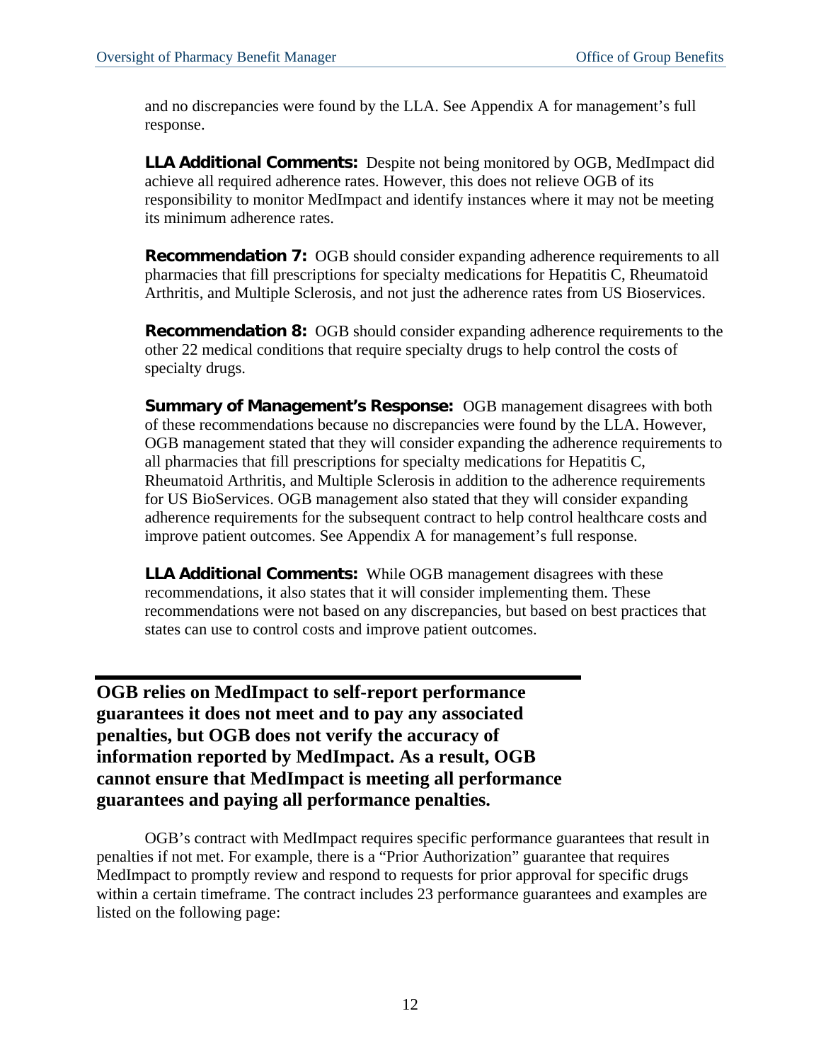and no discrepancies were found by the LLA. See Appendix A for management's full response.

**LLA Additional Comments:** Despite not being monitored by OGB, MedImpact did achieve all required adherence rates. However, this does not relieve OGB of its responsibility to monitor MedImpact and identify instances where it may not be meeting its minimum adherence rates.

**Recommendation 7:** OGB should consider expanding adherence requirements to all pharmacies that fill prescriptions for specialty medications for Hepatitis C, Rheumatoid Arthritis, and Multiple Sclerosis, and not just the adherence rates from US Bioservices.

**Recommendation 8:** OGB should consider expanding adherence requirements to the other 22 medical conditions that require specialty drugs to help control the costs of specialty drugs.

**Summary of Management's Response:** OGB management disagrees with both of these recommendations because no discrepancies were found by the LLA. However, OGB management stated that they will consider expanding the adherence requirements to all pharmacies that fill prescriptions for specialty medications for Hepatitis C, Rheumatoid Arthritis, and Multiple Sclerosis in addition to the adherence requirements for US BioServices. OGB management also stated that they will consider expanding adherence requirements for the subsequent contract to help control healthcare costs and improve patient outcomes. See Appendix A for management's full response.

**LLA Additional Comments:** While OGB management disagrees with these recommendations, it also states that it will consider implementing them. These recommendations were not based on any discrepancies, but based on best practices that states can use to control costs and improve patient outcomes.

## OGB relies on MedImpact to self-report performance guarantees it does not meet and to pay any associated penalties, but OGB does not verify the accuracy of information reported by MedImpact. As a result, OGB cannot ensure that MedImpact is meeting all performance guarantees and paying all performance penalties.

OGB's contract with MedImpact requires specific performance guarantees that result in penalties if not met. For example, there is a "Prior Authorization" guarantee that requires MedImpact to promptly review and respond to requests for prior approval for specific drugs within a certain timeframe. The contract includes 23 performance guarantees and examples are listed on the following page: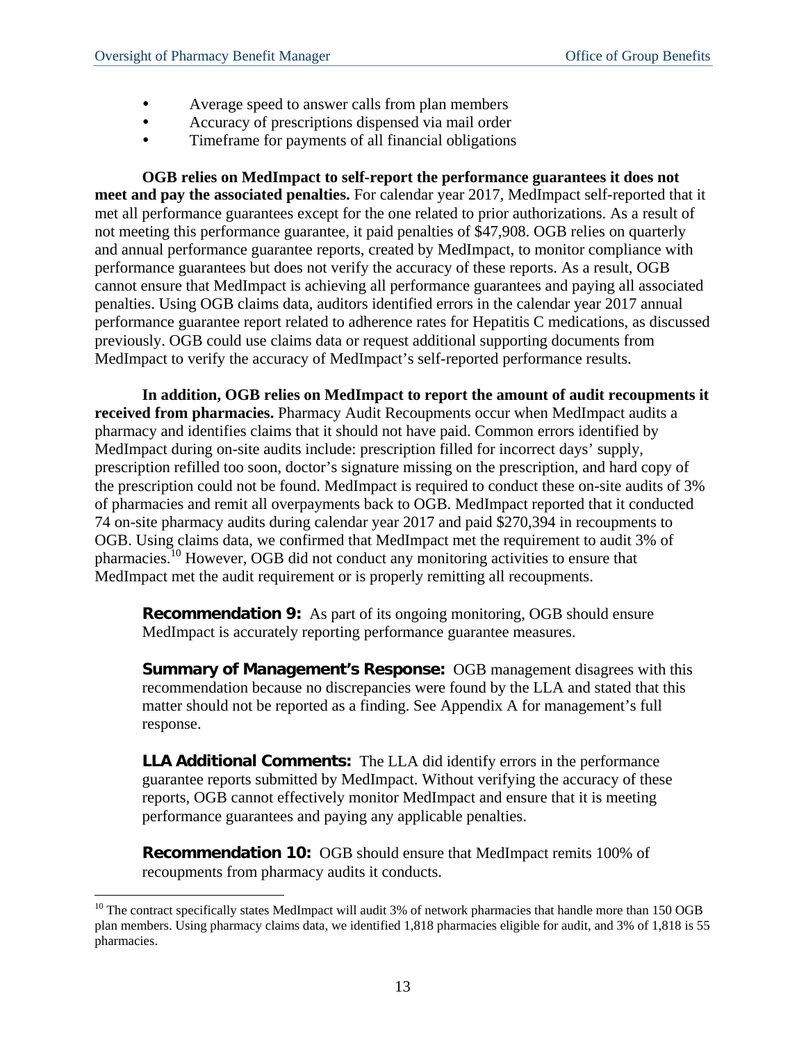- Average speed to answer calls from plan members
- Accuracy of prescriptions dispensed via mail order
- Timeframe for payments of all financial obligations

**OGB relies on MedImpact to self-report the performance guarantees it does not meet and pay the associated penalties.** For calendar year 2017, MedImpact self-reported that it met all performance guarantees except for the one related to prior authorizations. As a result of not meeting this performance guarantee, it paid penalties of $47,908. OGB relies on quarterly and annual performance guarantee reports, created by MedImpact, to monitor compliance with performance guarantees but does not verify the accuracy of these reports. As a result, OGB cannot ensure that MedImpact is achieving all performance guarantees and paying all associated penalties. Using OGB claims data, auditors identified errors in the calendar year 2017 annual performance guarantee report related to adherence rates for Hepatitis C medications, as discussed previously. OGB could use claims data or request additional supporting documents from MedImpact to verify the accuracy of MedImpact's self-reported performance results.

**In addition, OGB relies on MedImpact to report the amount of audit recoupments it received from pharmacies.** Pharmacy Audit Recoupments occur when MedImpact audits a pharmacy and identifies claims that it should not have paid. Common errors identified by MedImpact during on-site audits include: prescription filled for incorrect days' supply, prescription refilled too soon, doctor's signature missing on the prescription, and hard copy of the prescription could not be found. MedImpact is required to conduct these on-site audits of 3% of pharmacies and remit all overpayments back to OGB. MedImpact reported that it conducted 74 on-site pharmacy audits during calendar year 2017 and paid $270,394 in recoupments to OGB. Using claims data, we confirmed that MedImpact met the requirement to audit 3% of pharmacies.[10] However, OGB did not conduct any monitoring activities to ensure that MedImpact met the audit requirement or is properly remitting all recoupments.

> **Recommendation 9:** As part of its ongoing monitoring, OGB should ensure MedImpact is accurately reporting performance guarantee measures.
>
> **Summary of Management's Response:** OGB management disagrees with this recommendation because no discrepancies were found by the LLA and stated that this matter should not be reported as a finding. See Appendix A for management's full response.
>
> **LLA Additional Comments:** The LLA did identify errors in the performance guarantee reports submitted by MedImpact. Without verifying the accuracy of these reports, OGB cannot effectively monitor MedImpact and ensure that it is meeting performance guarantees and paying any applicable penalties.
>
> **Recommendation 10:** OGB should ensure that MedImpact remits 100% of recoupments from pharmacy audits it conducts.

---

[10] The contract specifically states MedImpact will audit 3% of network pharmacies that handle more than 150 OGB plan members. Using pharmacy claims data, we identified 1,818 pharmacies eligible for audit, and 3% of 1,818 is 55 pharmacies.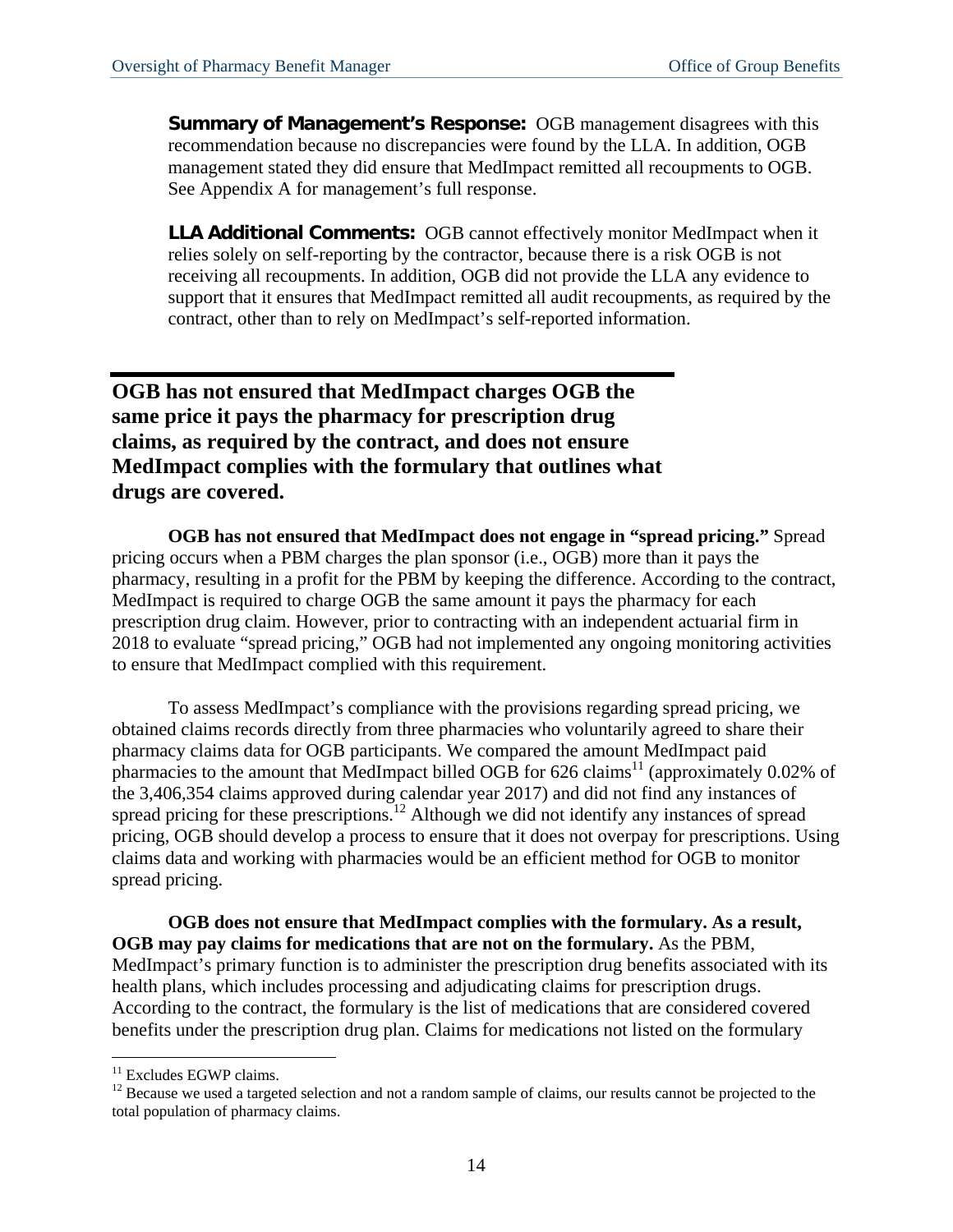**Summary of Management's Response:** OGB management disagrees with this recommendation because no discrepancies were found by the LLA. In addition, OGB management stated they did ensure that MedImpact remitted all recoupments to OGB. See Appendix A for management's full response.

**LLA Additional Comments:** OGB cannot effectively monitor MedImpact when it relies solely on self-reporting by the contractor, because there is a risk OGB is not receiving all recoupments. In addition, OGB did not provide the LLA any evidence to support that it ensures that MedImpact remitted all audit recoupments, as required by the contract, other than to rely on MedImpact's self-reported information.

## OGB has not ensured that MedImpact charges OGB the same price it pays the pharmacy for prescription drug claims, as required by the contract, and does not ensure MedImpact complies with the formulary that outlines what drugs are covered.

**OGB has not ensured that MedImpact does not engage in "spread pricing."** Spread pricing occurs when a PBM charges the plan sponsor (i.e., OGB) more than it pays the pharmacy, resulting in a profit for the PBM by keeping the difference. According to the contract, MedImpact is required to charge OGB the same amount it pays the pharmacy for each prescription drug claim. However, prior to contracting with an independent actuarial firm in 2018 to evaluate "spread pricing," OGB had not implemented any ongoing monitoring activities to ensure that MedImpact complied with this requirement.

To assess MedImpact's compliance with the provisions regarding spread pricing, we obtained claims records directly from three pharmacies who voluntarily agreed to share their pharmacy claims data for OGB participants. We compared the amount MedImpact paid pharmacies to the amount that MedImpact billed OGB for 626 claims[11] (approximately 0.02% of the 3,406,354 claims approved during calendar year 2017) and did not find any instances of spread pricing for these prescriptions.[12] Although we did not identify any instances of spread pricing, OGB should develop a process to ensure that it does not overpay for prescriptions. Using claims data and working with pharmacies would be an efficient method for OGB to monitor spread pricing.

**OGB does not ensure that MedImpact complies with the formulary. As a result, OGB may pay claims for medications that are not on the formulary.** As the PBM, MedImpact's primary function is to administer the prescription drug benefits associated with its health plans, which includes processing and adjudicating claims for prescription drugs. According to the contract, the formulary is the list of medications that are considered covered benefits under the prescription drug plan. Claims for medications not listed on the formulary

[11] Excludes EGWP claims.

[12] Because we used a targeted selection and not a random sample of claims, our results cannot be projected to the total population of pharmacy claims.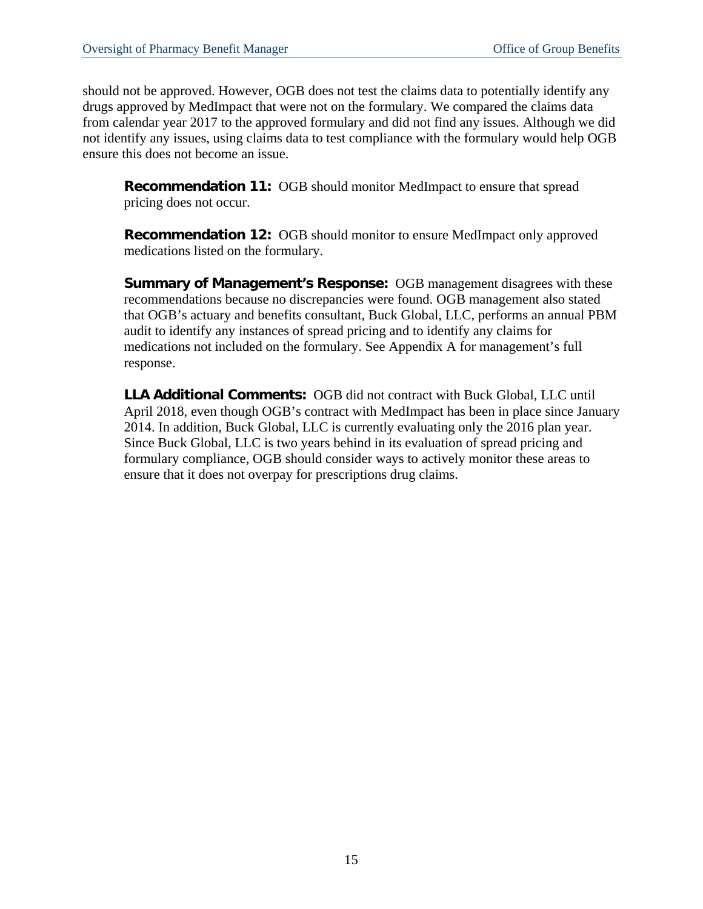should not be approved. However, OGB does not test the claims data to potentially identify any drugs approved by MedImpact that were not on the formulary. We compared the claims data from calendar year 2017 to the approved formulary and did not find any issues. Although we did not identify any issues, using claims data to test compliance with the formulary would help OGB ensure this does not become an issue.

> **Recommendation 11:** OGB should monitor MedImpact to ensure that spread pricing does not occur.
>
> **Recommendation 12:** OGB should monitor to ensure MedImpact only approved medications listed on the formulary.
>
> **Summary of Management's Response:** OGB management disagrees with these recommendations because no discrepancies were found. OGB management also stated that OGB's actuary and benefits consultant, Buck Global, LLC, performs an annual PBM audit to identify any instances of spread pricing and to identify any claims for medications not included on the formulary. See Appendix A for management's full response.
>
> **LLA Additional Comments:** OGB did not contract with Buck Global, LLC until April 2018, even though OGB's contract with MedImpact has been in place since January 2014. In addition, Buck Global, LLC is currently evaluating only the 2016 plan year. Since Buck Global, LLC is two years behind in its evaluation of spread pricing and formulary compliance, OGB should consider ways to actively monitor these areas to ensure that it does not overpay for prescriptions drug claims.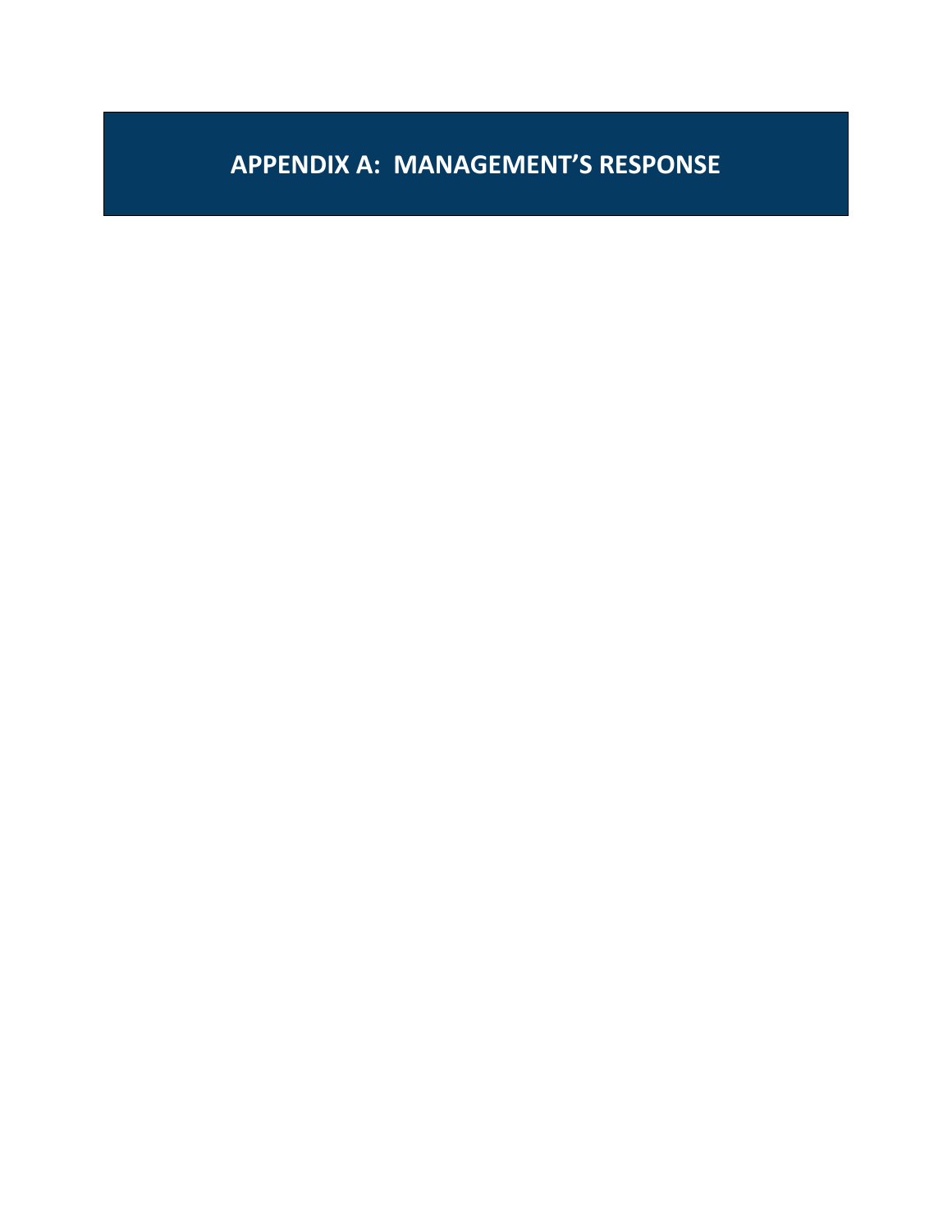# APPENDIX A: MANAGEMENT'S RESPONSE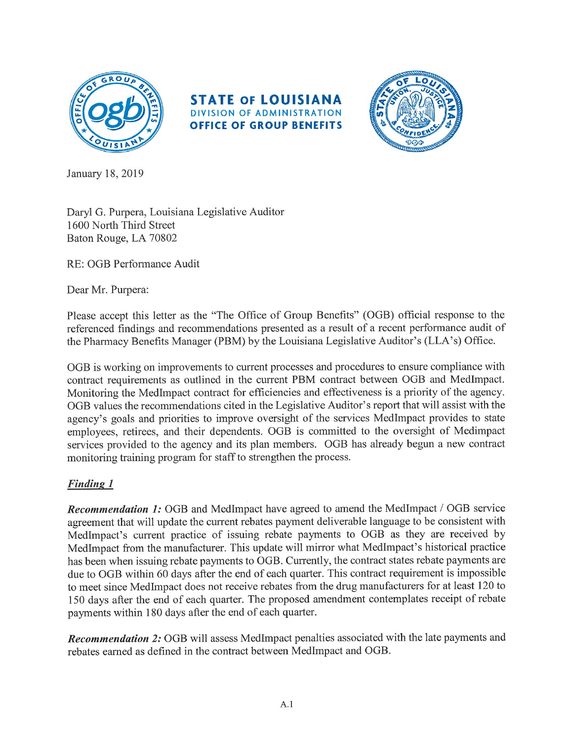**STATE OF LOUISIANA**
DIVISION OF ADMINISTRATION
**OFFICE OF GROUP BENEFITS**

January 18, 2019

Daryl G. Purpera, Louisiana Legislative Auditor
1600 North Third Street
Baton Rouge, LA 70802

RE: OGB Performance Audit

Dear Mr. Purpera:

Please accept this letter as the "The Office of Group Benefits" (OGB) official response to the referenced findings and recommendations presented as a result of a recent performance audit of the Pharmacy Benefits Manager (PBM) by the Louisiana Legislative Auditor's (LLA's) Office.

OGB is working on improvements to current processes and procedures to ensure compliance with contract requirements as outlined in the current PBM contract between OGB and MedImpact. Monitoring the MedImpact contract for efficiencies and effectiveness is a priority of the agency. OGB values the recommendations cited in the Legislative Auditor's report that will assist with the agency's goals and priorities to improve oversight of the services MedImpact provides to state employees, retirees, and their dependents. OGB is committed to the oversight of Medimpact services provided to the agency and its plan members. OGB has already begun a new contract monitoring training program for staff to strengthen the process.

***Finding 1***

***Recommendation 1:*** OGB and MedImpact have agreed to amend the MedImpact / OGB service agreement that will update the current rebates payment deliverable language to be consistent with MedImpact's current practice of issuing rebate payments to OGB as they are received by MedImpact from the manufacturer. This update will mirror what MedImpact's historical practice has been when issuing rebate payments to OGB. Currently, the contract states rebate payments are due to OGB within 60 days after the end of each quarter. This contract requirement is impossible to meet since MedImpact does not receive rebates from the drug manufacturers for at least 120 to 150 days after the end of each quarter. The proposed amendment contemplates receipt of rebate payments within 180 days after the end of each quarter.

***Recommendation 2:*** OGB will assess MedImpact penalties associated with the late payments and rebates earned as defined in the contract between MedImpact and OGB.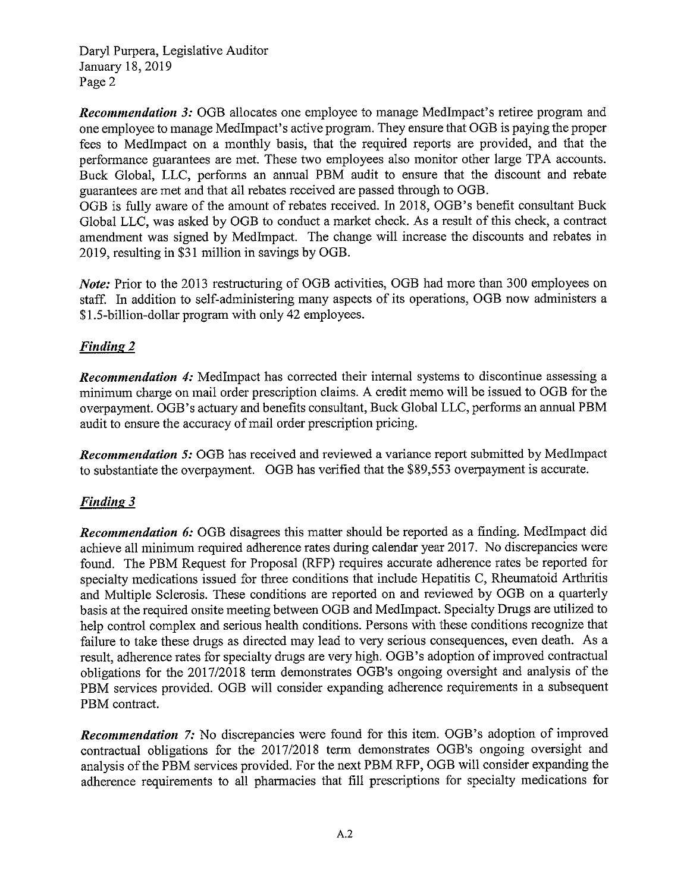Daryl Purpera, Legislative Auditor
January 18, 2019
Page 2

***Recommendation 3:*** OGB allocates one employee to manage MedImpact's retiree program and one employee to manage MedImpact's active program. They ensure that OGB is paying the proper fees to MedImpact on a monthly basis, that the required reports are provided, and that the performance guarantees are met. These two employees also monitor other large TPA accounts. Buck Global, LLC, performs an annual PBM audit to ensure that the discount and rebate guarantees are met and that all rebates received are passed through to OGB.

OGB is fully aware of the amount of rebates received. In 2018, OGB's benefit consultant Buck Global LLC, was asked by OGB to conduct a market check. As a result of this check, a contract amendment was signed by MedImpact. The change will increase the discounts and rebates in 2019, resulting in $31 million in savings by OGB.

*Note:* Prior to the 2013 restructuring of OGB activities, OGB had more than 300 employees on staff. In addition to self-administering many aspects of its operations, OGB now administers a $1.5-billion-dollar program with only 42 employees.

## ***Finding 2***

***Recommendation 4:*** MedImpact has corrected their internal systems to discontinue assessing a minimum charge on mail order prescription claims. A credit memo will be issued to OGB for the overpayment. OGB's actuary and benefits consultant, Buck Global LLC, performs an annual PBM audit to ensure the accuracy of mail order prescription pricing.

***Recommendation 5:*** OGB has received and reviewed a variance report submitted by MedImpact to substantiate the overpayment. OGB has verified that the $89,553 overpayment is accurate.

## ***Finding 3***

***Recommendation 6:*** OGB disagrees this matter should be reported as a finding. MedImpact did achieve all minimum required adherence rates during calendar year 2017. No discrepancies were found. The PBM Request for Proposal (RFP) requires accurate adherence rates be reported for specialty medications issued for three conditions that include Hepatitis C, Rheumatoid Arthritis and Multiple Sclerosis. These conditions are reported on and reviewed by OGB on a quarterly basis at the required onsite meeting between OGB and MedImpact. Specialty Drugs are utilized to help control complex and serious health conditions. Persons with these conditions recognize that failure to take these drugs as directed may lead to very serious consequences, even death. As a result, adherence rates for specialty drugs are very high. OGB's adoption of improved contractual obligations for the 2017/2018 term demonstrates OGB's ongoing oversight and analysis of the PBM services provided. OGB will consider expanding adherence requirements in a subsequent PBM contract.

***Recommendation 7:*** No discrepancies were found for this item. OGB's adoption of improved contractual obligations for the 2017/2018 term demonstrates OGB's ongoing oversight and analysis of the PBM services provided. For the next PBM RFP, OGB will consider expanding the adherence requirements to all pharmacies that fill prescriptions for specialty medications for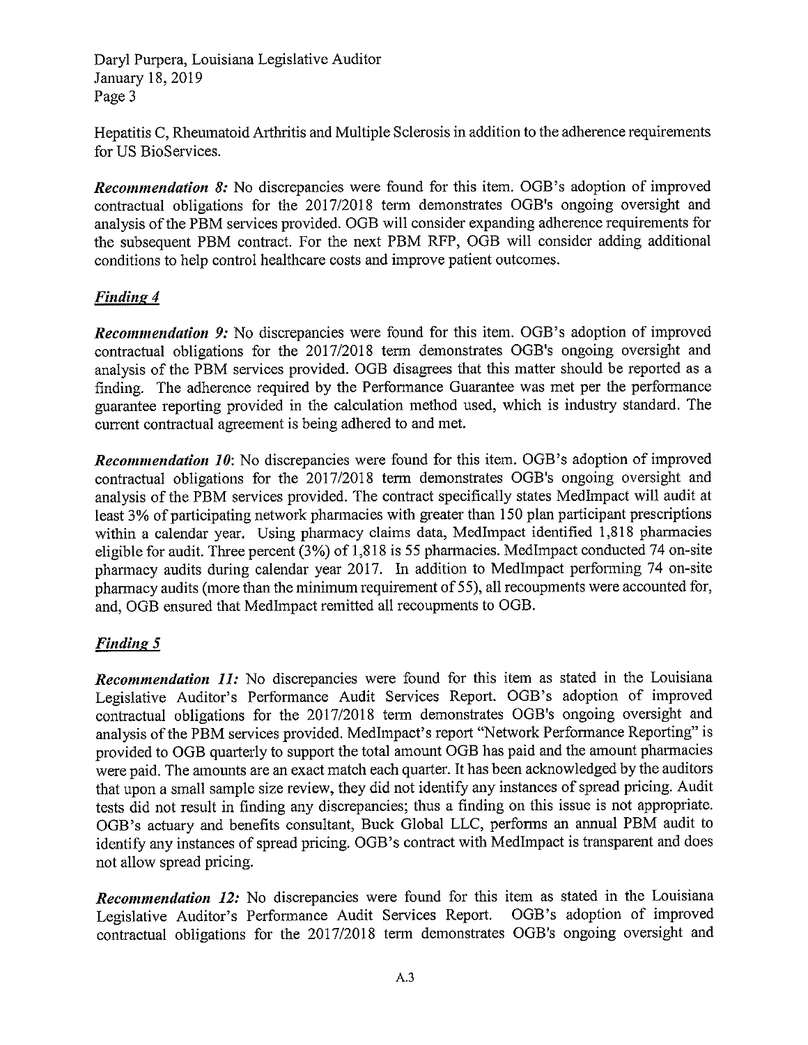Hepatitis C, Rheumatoid Arthritis and Multiple Sclerosis in addition to the adherence requirements for US BioServices.

***Recommendation 8:*** No discrepancies were found for this item. OGB's adoption of improved contractual obligations for the 2017/2018 term demonstrates OGB's ongoing oversight and analysis of the PBM services provided. OGB will consider expanding adherence requirements for the subsequent PBM contract. For the next PBM RFP, OGB will consider adding additional conditions to help control healthcare costs and improve patient outcomes.

## ***Finding 4***

***Recommendation 9:*** No discrepancies were found for this item. OGB's adoption of improved contractual obligations for the 2017/2018 term demonstrates OGB's ongoing oversight and analysis of the PBM services provided. OGB disagrees that this matter should be reported as a finding. The adherence required by the Performance Guarantee was met per the performance guarantee reporting provided in the calculation method used, which is industry standard. The current contractual agreement is being adhered to and met.

***Recommendation 10***: No discrepancies were found for this item. OGB's adoption of improved contractual obligations for the 2017/2018 term demonstrates OGB's ongoing oversight and analysis of the PBM services provided. The contract specifically states MedImpact will audit at least 3% of participating network pharmacies with greater than 150 plan participant prescriptions within a calendar year. Using pharmacy claims data, MedImpact identified 1,818 pharmacies eligible for audit. Three percent (3%) of 1,818 is 55 pharmacies. MedImpact conducted 74 on-site pharmacy audits during calendar year 2017. In addition to MedImpact performing 74 on-site pharmacy audits (more than the minimum requirement of 55), all recoupments were accounted for, and, OGB ensured that MedImpact remitted all recoupments to OGB.

## ***Finding 5***

***Recommendation 11:*** No discrepancies were found for this item as stated in the Louisiana Legislative Auditor's Performance Audit Services Report. OGB's adoption of improved contractual obligations for the 2017/2018 term demonstrates OGB's ongoing oversight and analysis of the PBM services provided. MedImpact's report "Network Performance Reporting" is provided to OGB quarterly to support the total amount OGB has paid and the amount pharmacies were paid. The amounts are an exact match each quarter. It has been acknowledged by the auditors that upon a small sample size review, they did not identify any instances of spread pricing. Audit tests did not result in finding any discrepancies; thus a finding on this issue is not appropriate. OGB's actuary and benefits consultant, Buck Global LLC, performs an annual PBM audit to identify any instances of spread pricing. OGB's contract with MedImpact is transparent and does not allow spread pricing.

***Recommendation 12:*** No discrepancies were found for this item as stated in the Louisiana Legislative Auditor's Performance Audit Services Report. OGB's adoption of improved contractual obligations for the 2017/2018 term demonstrates OGB's ongoing oversight and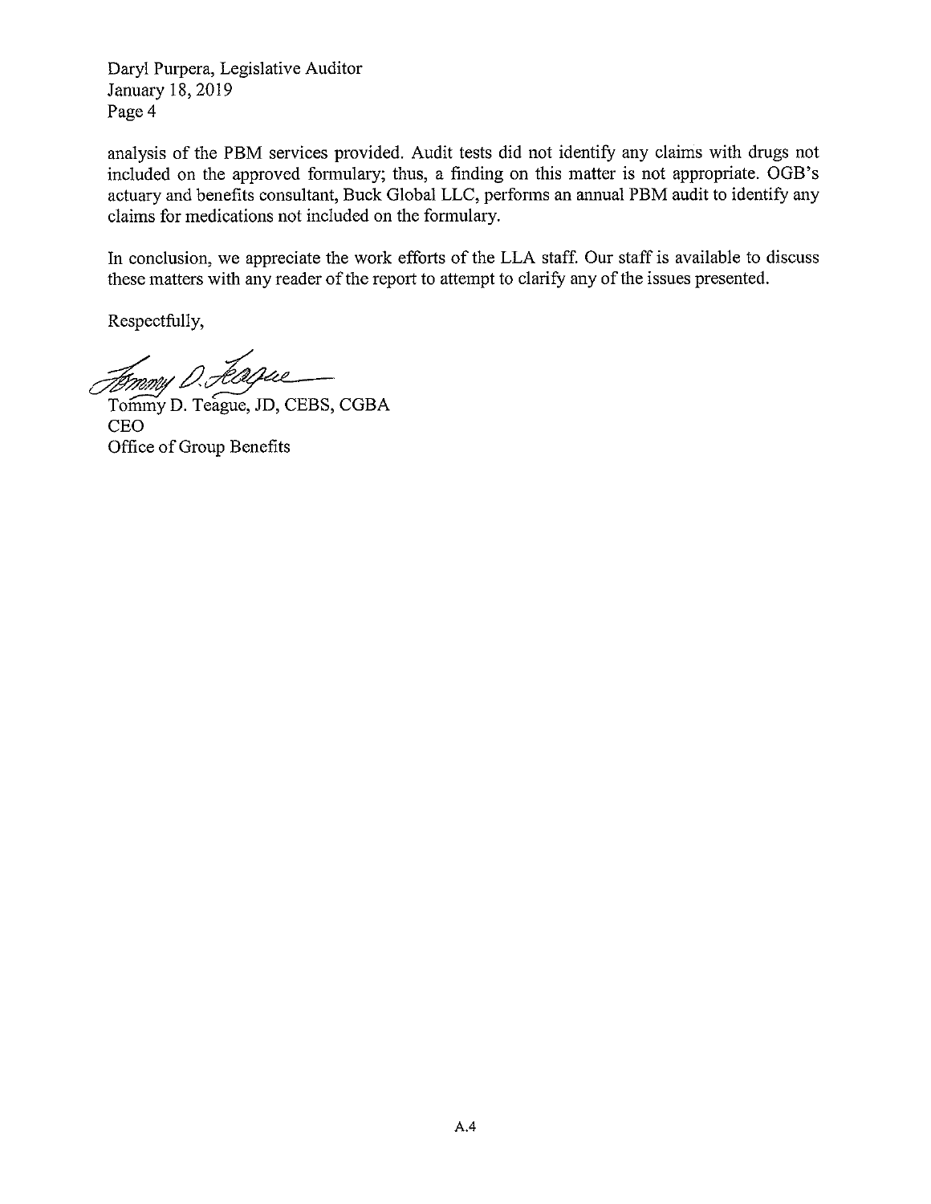Daryl Purpera, Legislative Auditor
January 18, 2019
Page 4

analysis of the PBM services provided. Audit tests did not identify any claims with drugs not included on the approved formulary; thus, a finding on this matter is not appropriate. OGB's actuary and benefits consultant, Buck Global LLC, performs an annual PBM audit to identify any claims for medications not included on the formulary.

In conclusion, we appreciate the work efforts of the LLA staff. Our staff is available to discuss these matters with any reader of the report to attempt to clarify any of the issues presented.

Respectfully,

Tommy D. Teague, JD, CEBS, CGBA
CEO
Office of Group Benefits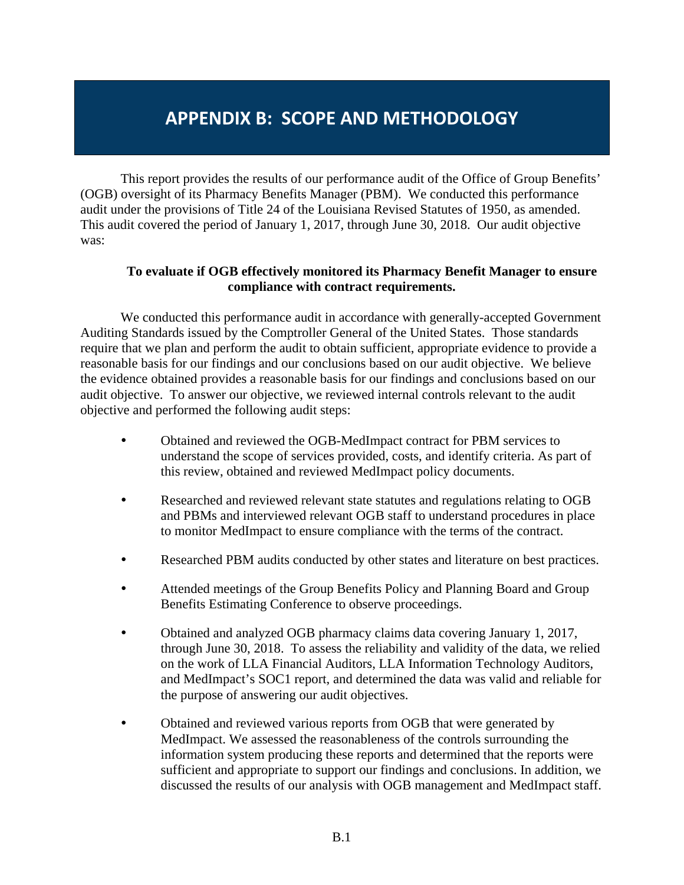# APPENDIX B: SCOPE AND METHODOLOGY

This report provides the results of our performance audit of the Office of Group Benefits' (OGB) oversight of its Pharmacy Benefits Manager (PBM). We conducted this performance audit under the provisions of Title 24 of the Louisiana Revised Statutes of 1950, as amended. This audit covered the period of January 1, 2017, through June 30, 2018. Our audit objective was:

**To evaluate if OGB effectively monitored its Pharmacy Benefit Manager to ensure compliance with contract requirements.**

We conducted this performance audit in accordance with generally-accepted Government Auditing Standards issued by the Comptroller General of the United States. Those standards require that we plan and perform the audit to obtain sufficient, appropriate evidence to provide a reasonable basis for our findings and our conclusions based on our audit objective. We believe the evidence obtained provides a reasonable basis for our findings and conclusions based on our audit objective. To answer our objective, we reviewed internal controls relevant to the audit objective and performed the following audit steps:

- Obtained and reviewed the OGB-MedImpact contract for PBM services to understand the scope of services provided, costs, and identify criteria. As part of this review, obtained and reviewed MedImpact policy documents.

- Researched and reviewed relevant state statutes and regulations relating to OGB and PBMs and interviewed relevant OGB staff to understand procedures in place to monitor MedImpact to ensure compliance with the terms of the contract.

- Researched PBM audits conducted by other states and literature on best practices.

- Attended meetings of the Group Benefits Policy and Planning Board and Group Benefits Estimating Conference to observe proceedings.

- Obtained and analyzed OGB pharmacy claims data covering January 1, 2017, through June 30, 2018. To assess the reliability and validity of the data, we relied on the work of LLA Financial Auditors, LLA Information Technology Auditors, and MedImpact's SOC1 report, and determined the data was valid and reliable for the purpose of answering our audit objectives.

- Obtained and reviewed various reports from OGB that were generated by MedImpact. We assessed the reasonableness of the controls surrounding the information system producing these reports and determined that the reports were sufficient and appropriate to support our findings and conclusions. In addition, we discussed the results of our analysis with OGB management and MedImpact staff.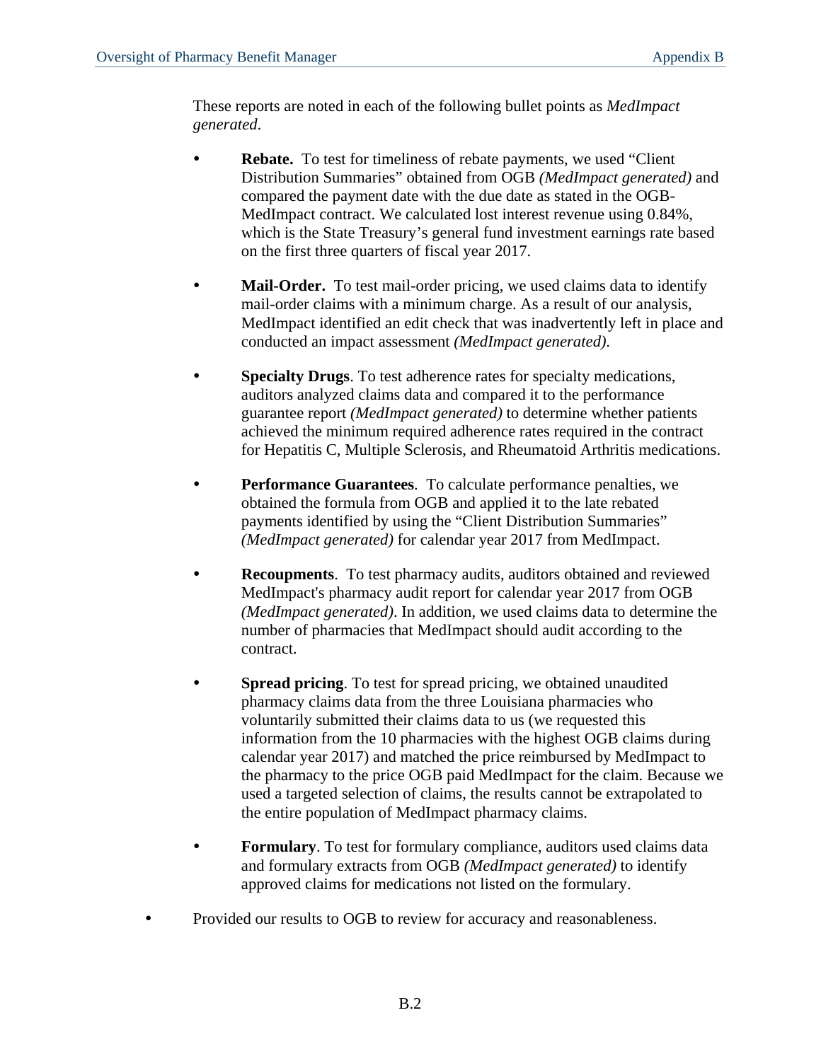These reports are noted in each of the following bullet points as *MedImpact generated*.

- **Rebate.** To test for timeliness of rebate payments, we used "Client Distribution Summaries" obtained from OGB *(MedImpact generated)* and compared the payment date with the due date as stated in the OGB-MedImpact contract. We calculated lost interest revenue using 0.84%, which is the State Treasury's general fund investment earnings rate based on the first three quarters of fiscal year 2017.

- **Mail-Order.** To test mail-order pricing, we used claims data to identify mail-order claims with a minimum charge. As a result of our analysis, MedImpact identified an edit check that was inadvertently left in place and conducted an impact assessment *(MedImpact generated).*

- **Specialty Drugs**. To test adherence rates for specialty medications, auditors analyzed claims data and compared it to the performance guarantee report *(MedImpact generated)* to determine whether patients achieved the minimum required adherence rates required in the contract for Hepatitis C, Multiple Sclerosis, and Rheumatoid Arthritis medications.

- **Performance Guarantees**. To calculate performance penalties, we obtained the formula from OGB and applied it to the late rebated payments identified by using the "Client Distribution Summaries" *(MedImpact generated)* for calendar year 2017 from MedImpact.

- **Recoupments**. To test pharmacy audits, auditors obtained and reviewed MedImpact's pharmacy audit report for calendar year 2017 from OGB *(MedImpact generated)*. In addition, we used claims data to determine the number of pharmacies that MedImpact should audit according to the contract.

- **Spread pricing**. To test for spread pricing, we obtained unaudited pharmacy claims data from the three Louisiana pharmacies who voluntarily submitted their claims data to us (we requested this information from the 10 pharmacies with the highest OGB claims during calendar year 2017) and matched the price reimbursed by MedImpact to the pharmacy to the price OGB paid MedImpact for the claim. Because we used a targeted selection of claims, the results cannot be extrapolated to the entire population of MedImpact pharmacy claims.

- **Formulary**. To test for formulary compliance, auditors used claims data and formulary extracts from OGB *(MedImpact generated)* to identify approved claims for medications not listed on the formulary.

- Provided our results to OGB to review for accuracy and reasonableness.